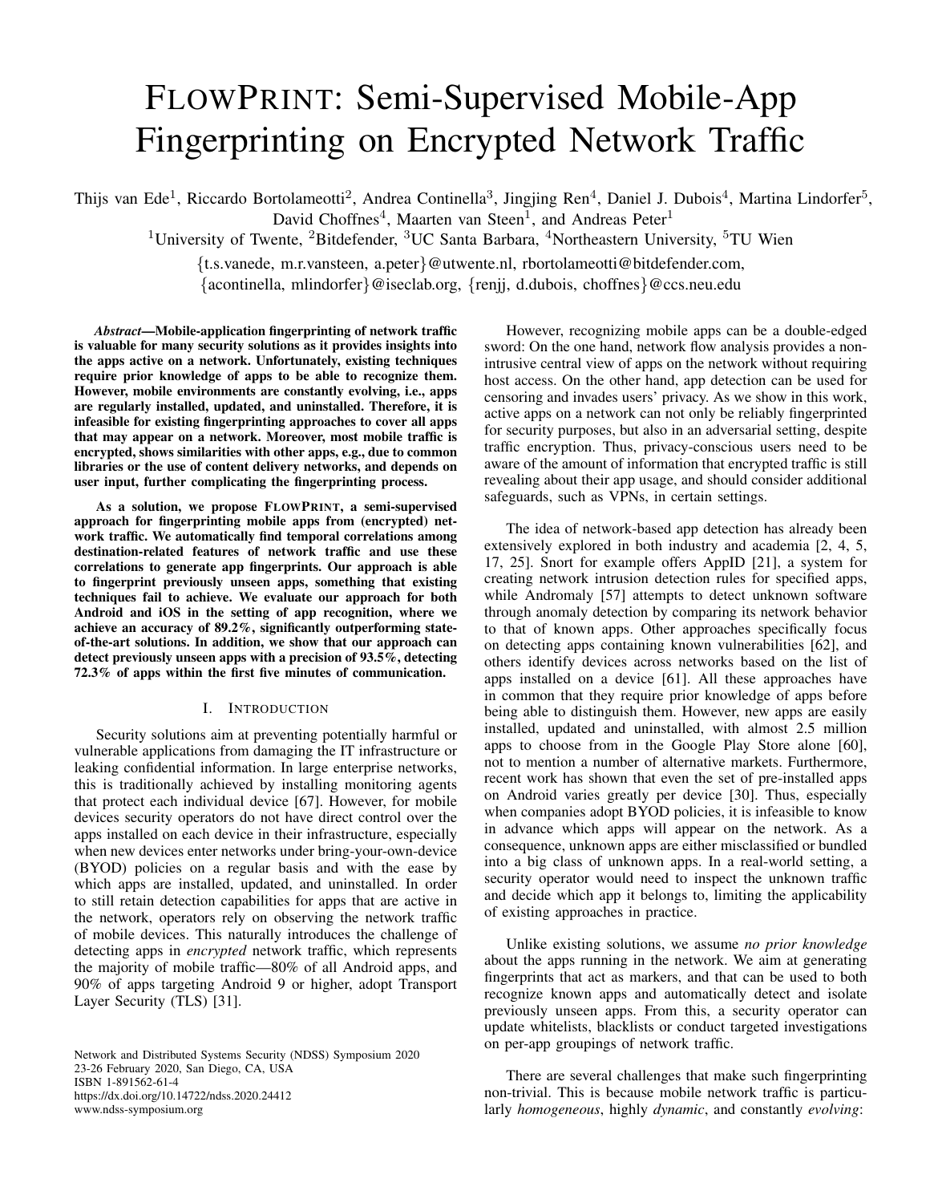# FLOWPRINT: Semi-Supervised Mobile-App Fingerprinting on Encrypted Network Traffic

Thijs van Ede[1], Riccardo Bortolameotti[2], Andrea Continella[3], Jingjing Ren[4], Daniel J. Dubois[4], Martina Lindorfer[5], David Choffnes[4], Maarten van Steen[1], and Andreas Peter[1]

[1]University of Twente, [2]Bitdefender, [3]UC Santa Barbara, [4]Northeastern University, [5]TU Wien

{t.s.vanede, m.r.vansteen, a.peter}@utwente.nl, rbortolameotti@bitdefender.com, {acontinella, mlindorfer}@iseclab.org, {renjj, d.dubois, choffnes}@ccs.neu.edu

***Abstract*—Mobile-application fingerprinting of network traffic is valuable for many security solutions as it provides insights into the apps active on a network. Unfortunately, existing techniques require prior knowledge of apps to be able to recognize them. However, mobile environments are constantly evolving, i.e., apps are regularly installed, updated, and uninstalled. Therefore, it is infeasible for existing fingerprinting approaches to cover all apps that may appear on a network. Moreover, most mobile traffic is encrypted, shows similarities with other apps, e.g., due to common libraries or the use of content delivery networks, and depends on user input, further complicating the fingerprinting process.**

**As a solution, we propose FLOWPRINT, a semi-supervised approach for fingerprinting mobile apps from (encrypted) network traffic. We automatically find temporal correlations among destination-related features of network traffic and use these correlations to generate app fingerprints. Our approach is able to fingerprint previously unseen apps, something that existing techniques fail to achieve. We evaluate our approach for both Android and iOS in the setting of app recognition, where we achieve an accuracy of 89.2%, significantly outperforming state-of-the-art solutions. In addition, we show that our approach can detect previously unseen apps with a precision of 93.5%, detecting 72.3% of apps within the first five minutes of communication.**

## I. INTRODUCTION

Security solutions aim at preventing potentially harmful or vulnerable applications from damaging the IT infrastructure or leaking confidential information. In large enterprise networks, this is traditionally achieved by installing monitoring agents that protect each individual device [67]. However, for mobile devices security operators do not have direct control over the apps installed on each device in their infrastructure, especially when new devices enter networks under bring-your-own-device (BYOD) policies on a regular basis and with the ease by which apps are installed, updated, and uninstalled. In order to still retain detection capabilities for apps that are active in the network, operators rely on observing the network traffic of mobile devices. This naturally introduces the challenge of detecting apps in *encrypted* network traffic, which represents the majority of mobile traffic—80% of all Android apps, and 90% of apps targeting Android 9 or higher, adopt Transport Layer Security (TLS) [31].

Network and Distributed Systems Security (NDSS) Symposium 2020
23-26 February 2020, San Diego, CA, USA
ISBN 1-891562-61-4
https://dx.doi.org/10.14722/ndss.2020.24412
www.ndss-symposium.org

However, recognizing mobile apps can be a double-edged sword: On the one hand, network flow analysis provides a non-intrusive central view of apps on the network without requiring host access. On the other hand, app detection can be used for censoring and invades users' privacy. As we show in this work, active apps on a network can not only be reliably fingerprinted for security purposes, but also in an adversarial setting, despite traffic encryption. Thus, privacy-conscious users need to be aware of the amount of information that encrypted traffic is still revealing about their app usage, and should consider additional safeguards, such as VPNs, in certain settings.

The idea of network-based app detection has already been extensively explored in both industry and academia [2, 4, 5, 17, 25]. Snort for example offers AppID [21], a system for creating network intrusion detection rules for specified apps, while Andromaly [57] attempts to detect unknown software through anomaly detection by comparing its network behavior to that of known apps. Other approaches specifically focus on detecting apps containing known vulnerabilities [62], and others identify devices across networks based on the list of apps installed on a device [61]. All these approaches have in common that they require prior knowledge of apps before being able to distinguish them. However, new apps are easily installed, updated and uninstalled, with almost 2.5 million apps to choose from in the Google Play Store alone [60], not to mention a number of alternative markets. Furthermore, recent work has shown that even the set of pre-installed apps on Android varies greatly per device [30]. Thus, especially when companies adopt BYOD policies, it is infeasible to know in advance which apps will appear on the network. As a consequence, unknown apps are either misclassified or bundled into a big class of unknown apps. In a real-world setting, a security operator would need to inspect the unknown traffic and decide which app it belongs to, limiting the applicability of existing approaches in practice.

Unlike existing solutions, we assume *no prior knowledge* about the apps running in the network. We aim at generating fingerprints that act as markers, and that can be used to both recognize known apps and automatically detect and isolate previously unseen apps. From this, a security operator can update whitelists, blacklists or conduct targeted investigations on per-app groupings of network traffic.

There are several challenges that make such fingerprinting non-trivial. This is because mobile network traffic is particularly *homogeneous*, highly *dynamic*, and constantly *evolving*: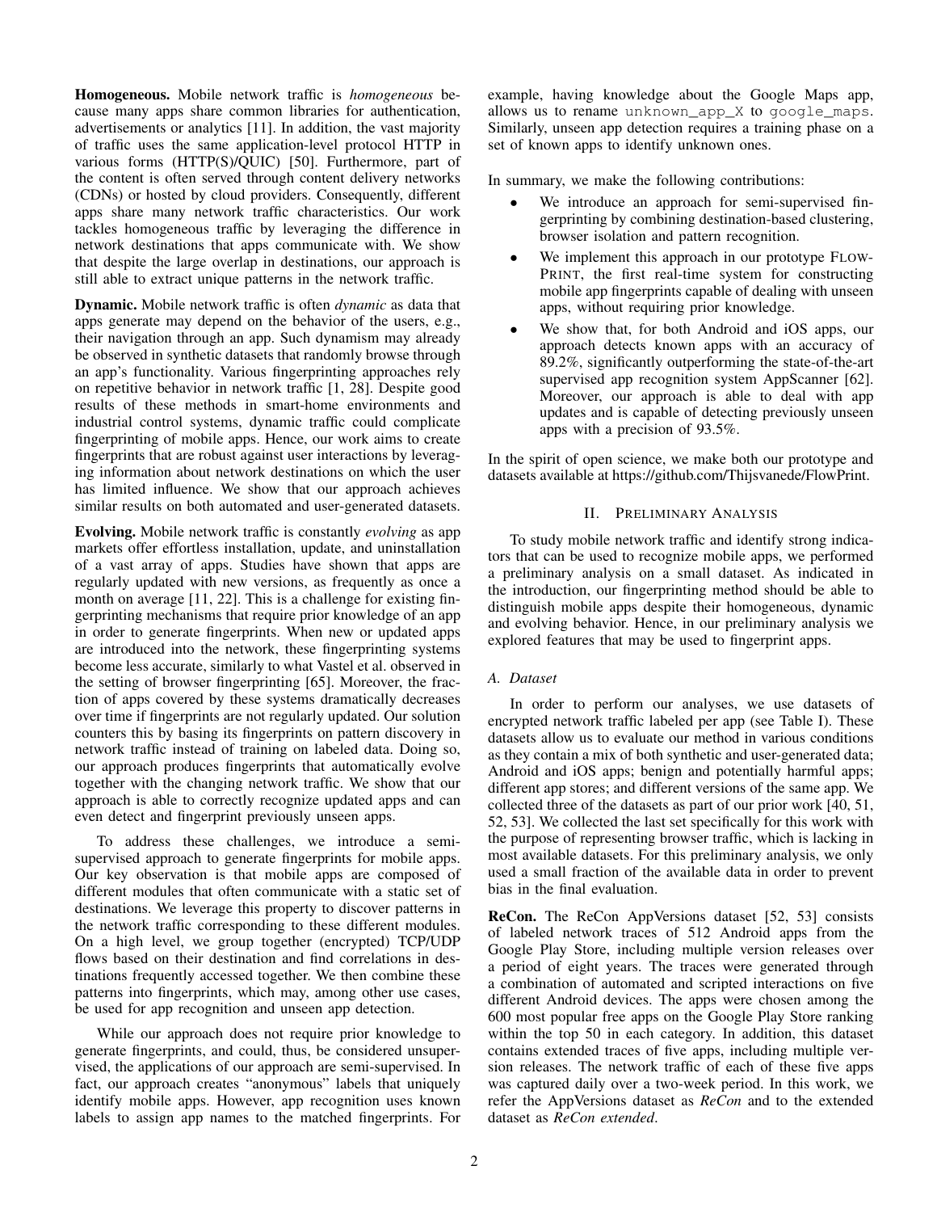**Homogeneous.** Mobile network traffic is *homogeneous* because many apps share common libraries for authentication, advertisements or analytics [11]. In addition, the vast majority of traffic uses the same application-level protocol HTTP in various forms (HTTP(S)/QUIC) [50]. Furthermore, part of the content is often served through content delivery networks (CDNs) or hosted by cloud providers. Consequently, different apps share many network traffic characteristics. Our work tackles homogeneous traffic by leveraging the difference in network destinations that apps communicate with. We show that despite the large overlap in destinations, our approach is still able to extract unique patterns in the network traffic.

**Dynamic.** Mobile network traffic is often *dynamic* as data that apps generate may depend on the behavior of the users, e.g., their navigation through an app. Such dynamism may already be observed in synthetic datasets that randomly browse through an app's functionality. Various fingerprinting approaches rely on repetitive behavior in network traffic [1, 28]. Despite good results of these methods in smart-home environments and industrial control systems, dynamic traffic could complicate fingerprinting of mobile apps. Hence, our work aims to create fingerprints that are robust against user interactions by leveraging information about network destinations on which the user has limited influence. We show that our approach achieves similar results on both automated and user-generated datasets.

**Evolving.** Mobile network traffic is constantly *evolving* as app markets offer effortless installation, update, and uninstallation of a vast array of apps. Studies have shown that apps are regularly updated with new versions, as frequently as once a month on average [11, 22]. This is a challenge for existing fingerprinting mechanisms that require prior knowledge of an app in order to generate fingerprints. When new or updated apps are introduced into the network, these fingerprinting systems become less accurate, similarly to what Vastel et al. observed in the setting of browser fingerprinting [65]. Moreover, the fraction of apps covered by these systems dramatically decreases over time if fingerprints are not regularly updated. Our solution counters this by basing its fingerprints on pattern discovery in network traffic instead of training on labeled data. Doing so, our approach produces fingerprints that automatically evolve together with the changing network traffic. We show that our approach is able to correctly recognize updated apps and can even detect and fingerprint previously unseen apps.

To address these challenges, we introduce a semi-supervised approach to generate fingerprints for mobile apps. Our key observation is that mobile apps are composed of different modules that often communicate with a static set of destinations. We leverage this property to discover patterns in the network traffic corresponding to these different modules. On a high level, we group together (encrypted) TCP/UDP flows based on their destination and find correlations in destinations frequently accessed together. We then combine these patterns into fingerprints, which may, among other use cases, be used for app recognition and unseen app detection.

While our approach does not require prior knowledge to generate fingerprints, and could, thus, be considered unsupervised, the applications of our approach are semi-supervised. In fact, our approach creates "anonymous" labels that uniquely identify mobile apps. However, app recognition uses known labels to assign app names to the matched fingerprints. For example, having knowledge about the Google Maps app, allows us to rename `unknown_app_X` to `google_maps`. Similarly, unseen app detection requires a training phase on a set of known apps to identify unknown ones.

In summary, we make the following contributions:

- We introduce an approach for semi-supervised fingerprinting by combining destination-based clustering, browser isolation and pattern recognition.
- We implement this approach in our prototype FlowPrint, the first real-time system for constructing mobile app fingerprints capable of dealing with unseen apps, without requiring prior knowledge.
- We show that, for both Android and iOS apps, our approach detects known apps with an accuracy of 89.2%, significantly outperforming the state-of-the-art supervised app recognition system AppScanner [62]. Moreover, our approach is able to deal with app updates and is capable of detecting previously unseen apps with a precision of 93.5%.

In the spirit of open science, we make both our prototype and datasets available at https://github.com/Thijsvanede/FlowPrint.

## II. Preliminary Analysis

To study mobile network traffic and identify strong indicators that can be used to recognize mobile apps, we performed a preliminary analysis on a small dataset. As indicated in the introduction, our fingerprinting method should be able to distinguish mobile apps despite their homogeneous, dynamic and evolving behavior. Hence, in our preliminary analysis we explored features that may be used to fingerprint apps.

### A. Dataset

In order to perform our analyses, we use datasets of encrypted network traffic labeled per app (see Table I). These datasets allow us to evaluate our method in various conditions as they contain a mix of both synthetic and user-generated data; Android and iOS apps; benign and potentially harmful apps; different app stores; and different versions of the same app. We collected three of the datasets as part of our prior work [40, 51, 52, 53]. We collected the last set specifically for this work with the purpose of representing browser traffic, which is lacking in most available datasets. For this preliminary analysis, we only used a small fraction of the available data in order to prevent bias in the final evaluation.

**ReCon.** The ReCon AppVersions dataset [52, 53] consists of labeled network traces of 512 Android apps from the Google Play Store, including multiple version releases over a period of eight years. The traces were generated through a combination of automated and scripted interactions on five different Android devices. The apps were chosen among the 600 most popular free apps on the Google Play Store ranking within the top 50 in each category. In addition, this dataset contains extended traces of five apps, including multiple version releases. The network traffic of each of these five apps was captured daily over a two-week period. In this work, we refer the AppVersions dataset as *ReCon* and to the extended dataset as *ReCon extended*.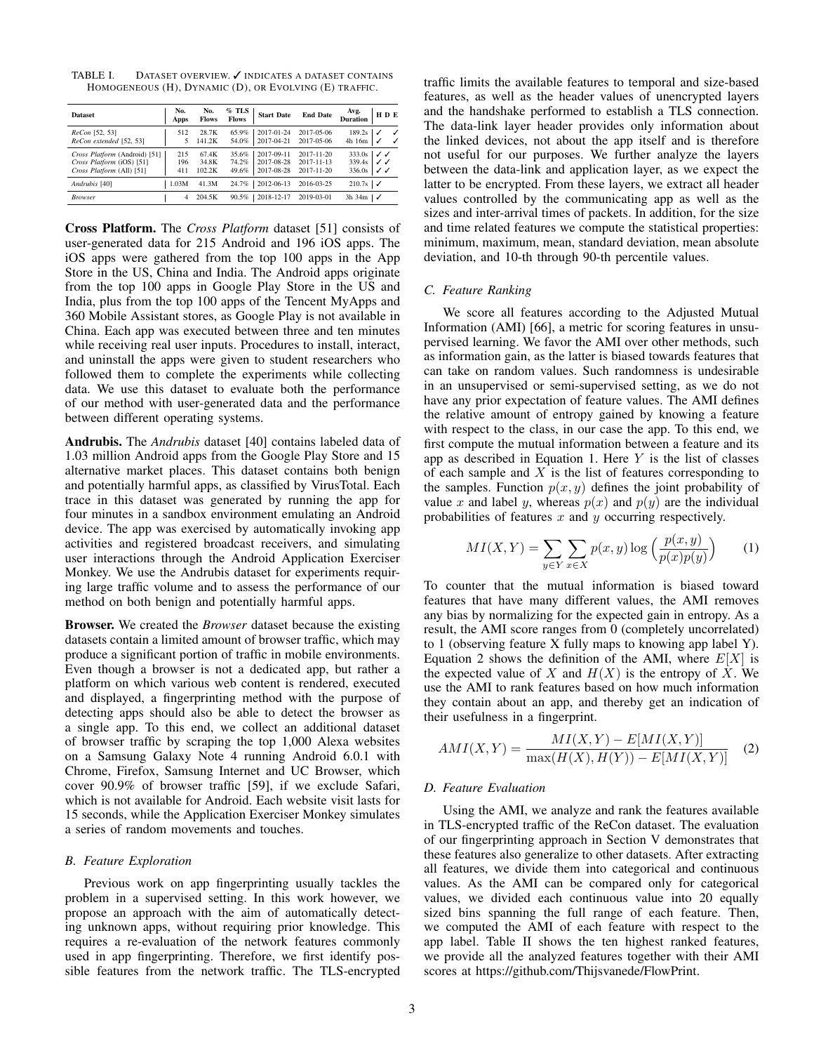TABLE I. DATASET OVERVIEW. ✓ INDICATES A DATASET CONTAINS HOMOGENEOUS (H), DYNAMIC (D), OR EVOLVING (E) TRAFFIC.

| Dataset | No. Apps | No. Flows | % TLS Flows | Start Date | End Date | Avg. Duration | H | D | E |
|---|---|---|---|---|---|---|---|---|---|
| *ReCon* [52, 53] | 512 | 28.7K | 65.9% | 2017-01-24 | 2017-05-06 | 189.2s | ✓ | | ✓ |
| *ReCon extended* [52, 53] | 5 | 141.2K | 54.0% | 2017-04-21 | 2017-05-06 | 4h 16m | ✓ | | ✓ |
| *Cross Platform* (Android) [51] | 215 | 67.4K | 35.6% | 2017-09-11 | 2017-11-20 | 333.0s | ✓ | ✓ | |
| *Cross Platform* (iOS) [51] | 196 | 34.8K | 74.2% | 2017-08-28 | 2017-11-13 | 339.4s | ✓ | ✓ | |
| *Cross Platform* (All) [51] | 411 | 102.2K | 49.6% | 2017-08-28 | 2017-11-20 | 336.0s | ✓ | ✓ | |
| *Andrubis* [40] | 1.03M | 41.3M | 24.7% | 2012-06-13 | 2016-03-25 | 210.7s | ✓ | | |
| *Browser* | 4 | 204.5K | 90.5% | 2018-12-17 | 2019-03-01 | 3h 34m | ✓ | | |

**Cross Platform.** The *Cross Platform* dataset [51] consists of user-generated data for 215 Android and 196 iOS apps. The iOS apps were gathered from the top 100 apps in the App Store in the US, China and India. The Android apps originate from the top 100 apps in Google Play Store in the US and India, plus from the top 100 apps of the Tencent MyApps and 360 Mobile Assistant stores, as Google Play is not available in China. Each app was executed between three and ten minutes while receiving real user inputs. Procedures to install, interact, and uninstall the apps were given to student researchers who followed them to complete the experiments while collecting data. We use this dataset to evaluate both the performance of our method with user-generated data and the performance between different operating systems.

**Andrubis.** The *Andrubis* dataset [40] contains labeled data of 1.03 million Android apps from the Google Play Store and 15 alternative market places. This dataset contains both benign and potentially harmful apps, as classified by VirusTotal. Each trace in this dataset was generated by running the app for four minutes in a sandbox environment emulating an Android device. The app was exercised by automatically invoking app activities and registered broadcast receivers, and simulating user interactions through the Android Application Exerciser Monkey. We use the Andrubis dataset for experiments requiring large traffic volume and to assess the performance of our method on both benign and potentially harmful apps.

**Browser.** We created the *Browser* dataset because the existing datasets contain a limited amount of browser traffic, which may produce a significant portion of traffic in mobile environments. Even though a browser is not a dedicated app, but rather a platform on which various web content is rendered, executed and displayed, a fingerprinting method with the purpose of detecting apps should also be able to detect the browser as a single app. To this end, we collect an additional dataset of browser traffic by scraping the top 1,000 Alexa websites on a Samsung Galaxy Note 4 running Android 6.0.1 with Chrome, Firefox, Samsung Internet and UC Browser, which cover 90.9% of browser traffic [59], if we exclude Safari, which is not available for Android. Each website visit lasts for 15 seconds, while the Application Exerciser Monkey simulates a series of random movements and touches.

### *B. Feature Exploration*

Previous work on app fingerprinting usually tackles the problem in a supervised setting. In this work however, we propose an approach with the aim of automatically detecting unknown apps, without requiring prior knowledge. This requires a re-evaluation of the network features commonly used in app fingerprinting. Therefore, we first identify possible features from the network traffic. The TLS-encrypted traffic limits the available features to temporal and size-based features, as well as the header values of unencrypted layers and the handshake performed to establish a TLS connection. The data-link layer header provides only information about the linked devices, not about the app itself and is therefore not useful for our purposes. We further analyze the layers between the data-link and application layer, as we expect the latter to be encrypted. From these layers, we extract all header values controlled by the communicating app as well as the sizes and inter-arrival times of packets. In addition, for the size and time related features we compute the statistical properties: minimum, maximum, mean, standard deviation, mean absolute deviation, and 10-th through 90-th percentile values.

### *C. Feature Ranking*

We score all features according to the Adjusted Mutual Information (AMI) [66], a metric for scoring features in unsupervised learning. We favor the AMI over other methods, such as information gain, as the latter is biased towards features that can take on random values. Such randomness is undesirable in an unsupervised or semi-supervised setting, as we do not have any prior expectation of feature values. The AMI defines the relative amount of entropy gained by knowing a feature with respect to the class, in our case the app. To this end, we first compute the mutual information between a feature and its app as described in Equation 1. Here $Y$ is the list of classes of each sample and $X$ is the list of features corresponding to the samples. Function $p(x, y)$ defines the joint probability of value $x$ and label $y$, whereas $p(x)$ and $p(y)$ are the individual probabilities of features $x$ and $y$ occurring respectively.

$$MI(X, Y) = \sum_{y \in Y} \sum_{x \in X} p(x, y) \log\left(\frac{p(x, y)}{p(x)p(y)}\right) \qquad (1)$$

To counter that the mutual information is biased toward features that have many different values, the AMI removes any bias by normalizing for the expected gain in entropy. As a result, the AMI score ranges from 0 (completely uncorrelated) to 1 (observing feature X fully maps to knowing app label Y). Equation 2 shows the definition of the AMI, where $E[X]$ is the expected value of $X$ and $H(X)$ is the entropy of $X$. We use the AMI to rank features based on how much information they contain about an app, and thereby get an indication of their usefulness in a fingerprint.

$$AMI(X, Y) = \frac{MI(X, Y) - E[MI(X, Y)]}{\max(H(X), H(Y)) - E[MI(X, Y)]} \qquad (2)$$

### *D. Feature Evaluation*

Using the AMI, we analyze and rank the features available in TLS-encrypted traffic of the ReCon dataset. The evaluation of our fingerprinting approach in Section V demonstrates that these features also generalize to other datasets. After extracting all features, we divide them into categorical and continuous values. As the AMI can be compared only for categorical values, we divided each continuous value into 20 equally sized bins spanning the full range of each feature. Then, we computed the AMI of each feature with respect to the app label. Table II shows the ten highest ranked features, we provide all the analyzed features together with their AMI scores at https://github.com/Thijsvanede/FlowPrint.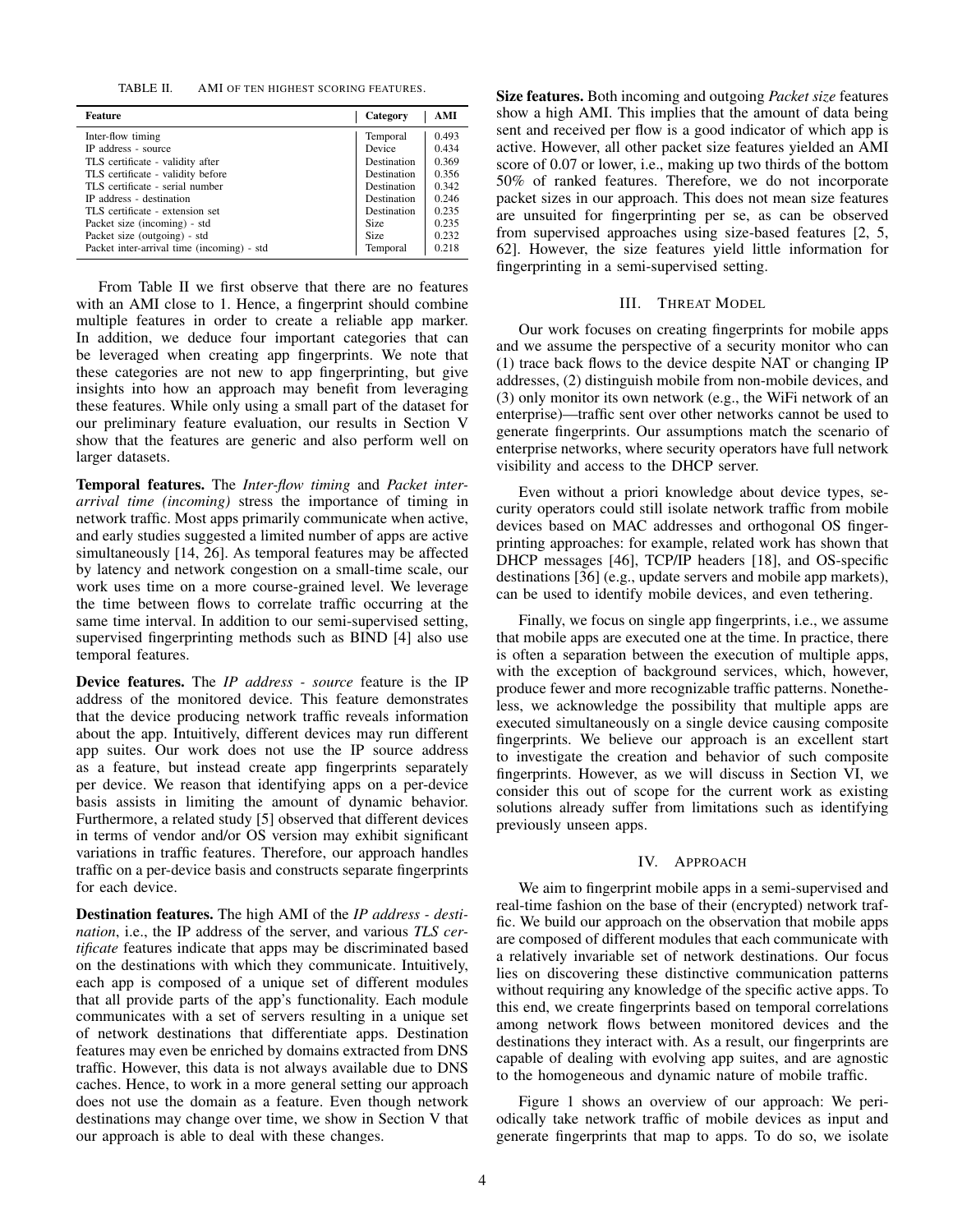TABLE II. AMI OF TEN HIGHEST SCORING FEATURES.

| Feature | Category | AMI |
|---|---|---|
| Inter-flow timing | Temporal | 0.493 |
| IP address - source | Device | 0.434 |
| TLS certificate - validity after | Destination | 0.369 |
| TLS certificate - validity before | Destination | 0.356 |
| TLS certificate - serial number | Destination | 0.342 |
| IP address - destination | Destination | 0.246 |
| TLS certificate - extension set | Destination | 0.235 |
| Packet size (incoming) - std | Size | 0.235 |
| Packet size (outgoing) - std | Size | 0.232 |
| Packet inter-arrival time (incoming) - std | Temporal | 0.218 |

From Table II we first observe that there are no features with an AMI close to 1. Hence, a fingerprint should combine multiple features in order to create a reliable app marker. In addition, we deduce four important categories that can be leveraged when creating app fingerprints. We note that these categories are not new to app fingerprinting, but give insights into how an approach may benefit from leveraging these features. While only using a small part of the dataset for our preliminary feature evaluation, our results in Section V show that the features are generic and also perform well on larger datasets.

**Temporal features.** The *Inter-flow timing* and *Packet inter-arrival time (incoming)* stress the importance of timing in network traffic. Most apps primarily communicate when active, and early studies suggested a limited number of apps are active simultaneously [14, 26]. As temporal features may be affected by latency and network congestion on a small-time scale, our work uses time on a more course-grained level. We leverage the time between flows to correlate traffic occurring at the same time interval. In addition to our semi-supervised setting, supervised fingerprinting methods such as BIND [4] also use temporal features.

**Device features.** The *IP address - source* feature is the IP address of the monitored device. This feature demonstrates that the device producing network traffic reveals information about the app. Intuitively, different devices may run different app suites. Our work does not use the IP source address as a feature, but instead create app fingerprints separately per device. We reason that identifying apps on a per-device basis assists in limiting the amount of dynamic behavior. Furthermore, a related study [5] observed that different devices in terms of vendor and/or OS version may exhibit significant variations in traffic features. Therefore, our approach handles traffic on a per-device basis and constructs separate fingerprints for each device.

**Destination features.** The high AMI of the *IP address - destination*, i.e., the IP address of the server, and various *TLS certificate* features indicate that apps may be discriminated based on the destinations with which they communicate. Intuitively, each app is composed of a unique set of different modules that all provide parts of the app's functionality. Each module communicates with a set of servers resulting in a unique set of network destinations that differentiate apps. Destination features may even be enriched by domains extracted from DNS traffic. However, this data is not always available due to DNS caches. Hence, to work in a more general setting our approach does not use the domain as a feature. Even though network destinations may change over time, we show in Section V that our approach is able to deal with these changes.

**Size features.** Both incoming and outgoing *Packet size* features show a high AMI. This implies that the amount of data being sent and received per flow is a good indicator of which app is active. However, all other packet size features yielded an AMI score of 0.07 or lower, i.e., making up two thirds of the bottom 50% of ranked features. Therefore, we do not incorporate packet sizes in our approach. This does not mean size features are unsuited for fingerprinting per se, as can be observed from supervised approaches using size-based features [2, 5, 62]. However, the size features yield little information for fingerprinting in a semi-supervised setting.

## III. THREAT MODEL

Our work focuses on creating fingerprints for mobile apps and we assume the perspective of a security monitor who can (1) trace back flows to the device despite NAT or changing IP addresses, (2) distinguish mobile from non-mobile devices, and (3) only monitor its own network (e.g., the WiFi network of an enterprise)—traffic sent over other networks cannot be used to generate fingerprints. Our assumptions match the scenario of enterprise networks, where security operators have full network visibility and access to the DHCP server.

Even without a priori knowledge about device types, security operators could still isolate network traffic from mobile devices based on MAC addresses and orthogonal OS fingerprinting approaches: for example, related work has shown that DHCP messages [46], TCP/IP headers [18], and OS-specific destinations [36] (e.g., update servers and mobile app markets), can be used to identify mobile devices, and even tethering.

Finally, we focus on single app fingerprints, i.e., we assume that mobile apps are executed one at the time. In practice, there is often a separation between the execution of multiple apps, with the exception of background services, which, however, produce fewer and more recognizable traffic patterns. Nonetheless, we acknowledge the possibility that multiple apps are executed simultaneously on a single device causing composite fingerprints. We believe our approach is an excellent start to investigate the creation and behavior of such composite fingerprints. However, as we will discuss in Section VI, we consider this out of scope for the current work as existing solutions already suffer from limitations such as identifying previously unseen apps.

## IV. APPROACH

We aim to fingerprint mobile apps in a semi-supervised and real-time fashion on the base of their (encrypted) network traffic. We build our approach on the observation that mobile apps are composed of different modules that each communicate with a relatively invariable set of network destinations. Our focus lies on discovering these distinctive communication patterns without requiring any knowledge of the specific active apps. To this end, we create fingerprints based on temporal correlations among network flows between monitored devices and the destinations they interact with. As a result, our fingerprints are capable of dealing with evolving app suites, and are agnostic to the homogeneous and dynamic nature of mobile traffic.

Figure 1 shows an overview of our approach: We periodically take network traffic of mobile devices as input and generate fingerprints that map to apps. To do so, we isolate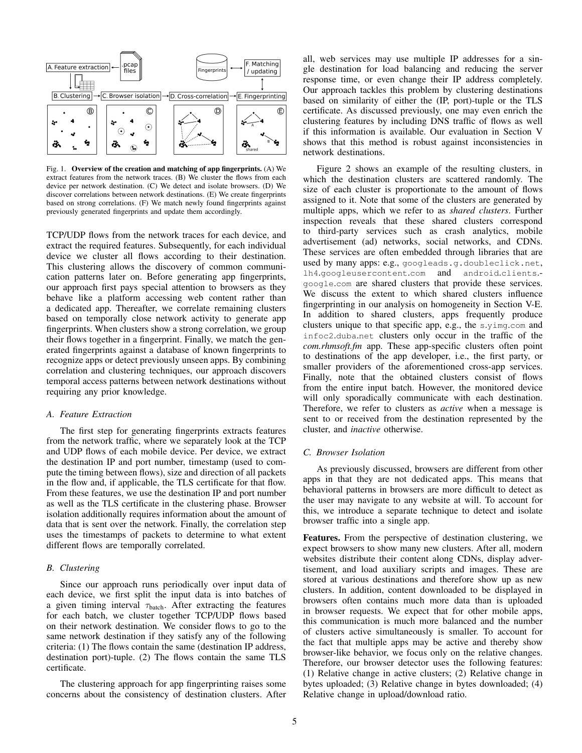Fig. 1. **Overview of the creation and matching of app fingerprints.** (A) We extract features from the network traces. (B) We cluster the flows from each device per network destination. (C) We detect and isolate browsers. (D) We discover correlations between network destinations. (E) We create fingerprints based on strong correlations. (F) We match newly found fingerprints against previously generated fingerprints and update them accordingly.

TCP/UDP flows from the network traces for each device, and extract the required features. Subsequently, for each individual device we cluster all flows according to their destination. This clustering allows the discovery of common communication patterns later on. Before generating app fingerprints, our approach first pays special attention to browsers as they behave like a platform accessing web content rather than a dedicated app. Thereafter, we correlate remaining clusters based on temporally close network activity to generate app fingerprints. When clusters show a strong correlation, we group their flows together in a fingerprint. Finally, we match the generated fingerprints against a database of known fingerprints to recognize apps or detect previously unseen apps. By combining correlation and clustering techniques, our approach discovers temporal access patterns between network destinations without requiring any prior knowledge.

### A. Feature Extraction

The first step for generating fingerprints extracts features from the network traffic, where we separately look at the TCP and UDP flows of each mobile device. Per device, we extract the destination IP and port number, timestamp (used to compute the timing between flows), size and direction of all packets in the flow and, if applicable, the TLS certificate for that flow. From these features, we use the destination IP and port number as well as the TLS certificate in the clustering phase. Browser isolation additionally requires information about the amount of data that is sent over the network. Finally, the correlation step uses the timestamps of packets to determine to what extent different flows are temporally correlated.

### B. Clustering

Since our approach runs periodically over input data of each device, we first split the input data is into batches of a given timing interval $\tau_{\text{batch}}$. After extracting the features for each batch, we cluster together TCP/UDP flows based on their network destination. We consider flows to go to the same network destination if they satisfy any of the following criteria: (1) The flows contain the same (destination IP address, destination port)-tuple. (2) The flows contain the same TLS certificate.

The clustering approach for app fingerprinting raises some concerns about the consistency of destination clusters. After all, web services may use multiple IP addresses for a single destination for load balancing and reducing the server response time, or even change their IP address completely. Our approach tackles this problem by clustering destinations based on similarity of either the (IP, port)-tuple or the TLS certificate. As discussed previously, one may even enrich the clustering features by including DNS traffic of flows as well if this information is available. Our evaluation in Section V shows that this method is robust against inconsistencies in network destinations.

Figure 2 shows an example of the resulting clusters, in which the destination clusters are scattered randomly. The size of each cluster is proportionate to the amount of flows assigned to it. Note that some of the clusters are generated by multiple apps, which we refer to as *shared clusters*. Further inspection reveals that these shared clusters correspond to third-party services such as crash analytics, mobile advertisement (ad) networks, social networks, and CDNs. These services are often embedded through libraries that are used by many apps: e.g., `googleads.g.doubleclick.net`, `lh4.googleusercontent.com` and `android.clients.google.com` are shared clusters that provide these services. We discuss the extent to which shared clusters influence fingerprinting in our analysis on homogeneity in Section V-E. In addition to shared clusters, apps frequently produce clusters unique to that specific app, e.g., the `s.yimg.com` and `infoc2.duba.net` clusters only occur in the traffic of the *com.rhmsoft.fm* app. These app-specific clusters often point to destinations of the app developer, i.e., the first party, or smaller providers of the aforementioned cross-app services. Finally, note that the obtained clusters consist of flows from the entire input batch. However, the monitored device will only sporadically communicate with each destination. Therefore, we refer to clusters as *active* when a message is sent to or received from the destination represented by the cluster, and *inactive* otherwise.

### C. Browser Isolation

As previously discussed, browsers are different from other apps in that they are not dedicated apps. This means that behavioral patterns in browsers are more difficult to detect as the user may navigate to any website at will. To account for this, we introduce a separate technique to detect and isolate browser traffic into a single app.

**Features.** From the perspective of destination clustering, we expect browsers to show many new clusters. After all, modern websites distribute their content along CDNs, display advertisement, and load auxiliary scripts and images. These are stored at various destinations and therefore show up as new clusters. In addition, content downloaded to be displayed in browsers often contains much more data than is uploaded in browser requests. We expect that for other mobile apps, this communication is much more balanced and the number of clusters active simultaneously is smaller. To account for the fact that multiple apps may be active and thereby show browser-like behavior, we focus only on the relative changes. Therefore, our browser detector uses the following features: (1) Relative change in active clusters; (2) Relative change in bytes uploaded; (3) Relative change in bytes downloaded; (4) Relative change in upload/download ratio.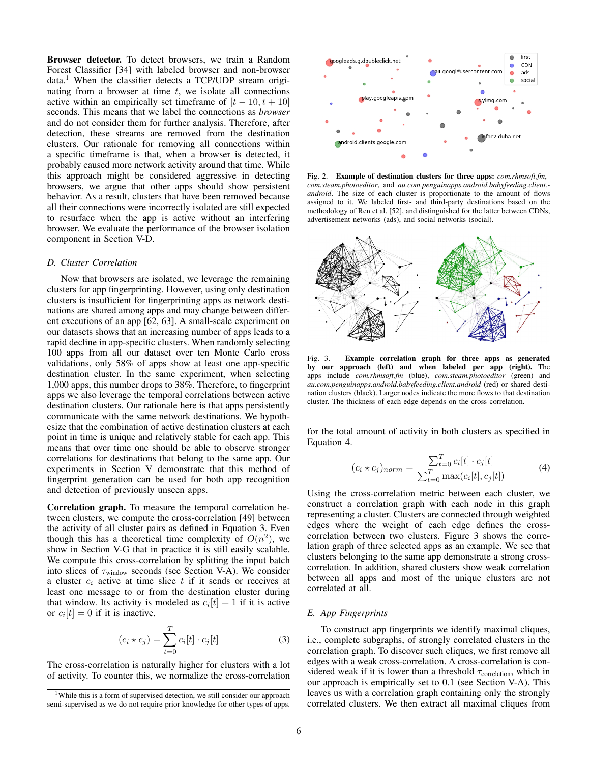**Browser detector.** To detect browsers, we train a Random Forest Classifier [34] with labeled browser and non-browser data.[1] When the classifier detects a TCP/UDP stream originating from a browser at time $t$, we isolate all connections active within an empirically set timeframe of $[t-10, t+10]$ seconds. This means that we label the connections as *browser* and do not consider them for further analysis. Therefore, after detection, these streams are removed from the destination clusters. Our rationale for removing all connections within a specific timeframe is that, when a browser is detected, it probably caused more network activity around that time. While this approach might be considered aggressive in detecting browsers, we argue that other apps should show persistent behavior. As a result, clusters that have been removed because all their connections were incorrectly isolated are still expected to resurface when the app is active without an interfering browser. We evaluate the performance of the browser isolation component in Section V-D.

### D. Cluster Correlation

Now that browsers are isolated, we leverage the remaining clusters for app fingerprinting. However, using only destination clusters is insufficient for fingerprinting apps as network destinations are shared among apps and may change between different executions of an app [62, 63]. A small-scale experiment on our datasets shows that an increasing number of apps leads to a rapid decline in app-specific clusters. When randomly selecting 100 apps from all our dataset over ten Monte Carlo cross validations, only 58% of apps show at least one app-specific destination cluster. In the same experiment, when selecting 1,000 apps, this number drops to 38%. Therefore, to fingerprint apps we also leverage the temporal correlations between active destination clusters. Our rationale here is that apps persistently communicate with the same network destinations. We hypothesize that the combination of active destination clusters at each point in time is unique and relatively stable for each app. This means that over time one should be able to observe stronger correlations for destinations that belong to the same app. Our experiments in Section V demonstrate that this method of fingerprint generation can be used for both app recognition and detection of previously unseen apps.

**Correlation graph.** To measure the temporal correlation between clusters, we compute the cross-correlation [49] between the activity of all cluster pairs as defined in Equation 3. Even though this has a theoretical time complexity of $O(n^2)$, we show in Section V-G that in practice it is still easily scalable. We compute this cross-correlation by splitting the input batch into slices of $\tau_{\text{window}}$ seconds (see Section V-A). We consider a cluster $c_i$ active at time slice $t$ if it sends or receives at least one message to or from the destination cluster during that window. Its activity is modeled as $c_i[t] = 1$ if it is active or $c_i[t] = 0$ if it is inactive.

$$(c_i \star c_j) = \sum_{t=0}^{T} c_i[t] \cdot c_j[t] \tag{3}$$

The cross-correlation is naturally higher for clusters with a lot of activity. To counter this, we normalize the cross-correlation for the total amount of activity in both clusters as specified in Equation 4.

$$(c_i \star c_j)_{norm} = \frac{\sum_{t=0}^{T} c_i[t] \cdot c_j[t]}{\sum_{t=0}^{T} \max(c_i[t], c_j[t])} \tag{4}$$

Using the cross-correlation metric between each cluster, we construct a correlation graph with each node in this graph representing a cluster. Clusters are connected through weighted edges where the weight of each edge defines the cross-correlation between two clusters. Figure 3 shows the correlation graph of three selected apps as an example. We see that clusters belonging to the same app demonstrate a strong cross-correlation. In addition, shared clusters show weak correlation between all apps and most of the unique clusters are not correlated at all.

### E. App Fingerprints

To construct app fingerprints we identify maximal cliques, i.e., complete subgraphs, of strongly correlated clusters in the correlation graph. To discover such cliques, we first remove all edges with a weak cross-correlation. A cross-correlation is considered weak if it is lower than a threshold $\tau_{\text{correlation}}$, which in our approach is empirically set to 0.1 (see Section V-A). This leaves us with a correlation graph containing only the strongly correlated clusters. We then extract all maximal cliques from

googleads.g.doubleclick.net
lh4.googleusercontent.com
play.googleapis.com
s.yimg.com
infoc2.duba.net
android.clients.google.com
first
CDN
ads
social

Fig. 2. **Example of destination clusters for three apps:** *com.rhmsoft.fm*, *com.steam.photoeditor*, and *au.com.penguinapps.android.babyfeeding.client.-android*. The size of each cluster is proportionate to the amount of flows assigned to it. We labeled first- and third-party destinations based on the methodology of Ren et al. [52], and distinguished for the latter between CDNs, advertisement networks (ads), and social networks (social).

Fig. 3. **Example correlation graph for three apps as generated by our approach (left) and when labeled per app (right).** The apps include *com.rhmsoft.fm* (blue), *com.steam.photoeditor* (green) and *au.com.penguinapps.android.babyfeeding.client.android* (red) or shared destination clusters (black). Larger nodes indicate the more flows to that destination cluster. The thickness of each edge depends on the cross correlation.

[1] While this is a form of supervised detection, we still consider our approach semi-supervised as we do not require prior knowledge for other types of apps.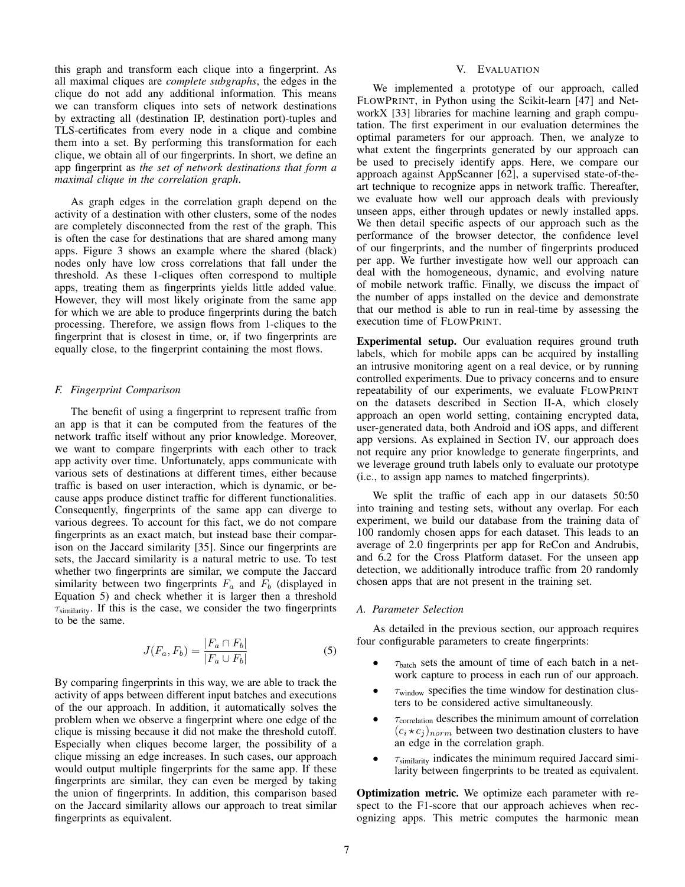this graph and transform each clique into a fingerprint. As all maximal cliques are *complete subgraphs*, the edges in the clique do not add any additional information. This means we can transform cliques into sets of network destinations by extracting all (destination IP, destination port)-tuples and TLS-certificates from every node in a clique and combine them into a set. By performing this transformation for each clique, we obtain all of our fingerprints. In short, we define an app fingerprint as *the set of network destinations that form a maximal clique in the correlation graph*.

As graph edges in the correlation graph depend on the activity of a destination with other clusters, some of the nodes are completely disconnected from the rest of the graph. This is often the case for destinations that are shared among many apps. Figure 3 shows an example where the shared (black) nodes only have low cross correlations that fall under the threshold. As these 1-cliques often correspond to multiple apps, treating them as fingerprints yields little added value. However, they will most likely originate from the same app for which we are able to produce fingerprints during the batch processing. Therefore, we assign flows from 1-cliques to the fingerprint that is closest in time, or, if two fingerprints are equally close, to the fingerprint containing the most flows.

### F. Fingerprint Comparison

The benefit of using a fingerprint to represent traffic from an app is that it can be computed from the features of the network traffic itself without any prior knowledge. Moreover, we want to compare fingerprints with each other to track app activity over time. Unfortunately, apps communicate with various sets of destinations at different times, either because traffic is based on user interaction, which is dynamic, or because apps produce distinct traffic for different functionalities. Consequently, fingerprints of the same app can diverge to various degrees. To account for this fact, we do not compare fingerprints as an exact match, but instead base their comparison on the Jaccard similarity [35]. Since our fingerprints are sets, the Jaccard similarity is a natural metric to use. To test whether two fingerprints are similar, we compute the Jaccard similarity between two fingerprints $F_a$ and $F_b$ (displayed in Equation 5) and check whether it is larger then a threshold $\tau_{\text{similarity}}$. If this is the case, we consider the two fingerprints to be the same.

$$J(F_a, F_b) = \frac{|F_a \cap F_b|}{|F_a \cup F_b|} \tag{5}$$

By comparing fingerprints in this way, we are able to track the activity of apps between different input batches and executions of the our approach. In addition, it automatically solves the problem when we observe a fingerprint where one edge of the clique is missing because it did not make the threshold cutoff. Especially when cliques become larger, the possibility of a clique missing an edge increases. In such cases, our approach would output multiple fingerprints for the same app. If these fingerprints are similar, they can even be merged by taking the union of fingerprints. In addition, this comparison based on the Jaccard similarity allows our approach to treat similar fingerprints as equivalent.

## V. Evaluation

We implemented a prototype of our approach, called FlowPrint, in Python using the Scikit-learn [47] and NetworkX [33] libraries for machine learning and graph computation. The first experiment in our evaluation determines the optimal parameters for our approach. Then, we analyze to what extent the fingerprints generated by our approach can be used to precisely identify apps. Here, we compare our approach against AppScanner [62], a supervised state-of-the-art technique to recognize apps in network traffic. Thereafter, we evaluate how well our approach deals with previously unseen apps, either through updates or newly installed apps. We then detail specific aspects of our approach such as the performance of the browser detector, the confidence level of our fingerprints, and the number of fingerprints produced per app. We further investigate how well our approach can deal with the homogeneous, dynamic, and evolving nature of mobile network traffic. Finally, we discuss the impact of the number of apps installed on the device and demonstrate that our method is able to run in real-time by assessing the execution time of FlowPrint.

**Experimental setup.** Our evaluation requires ground truth labels, which for mobile apps can be acquired by installing an intrusive monitoring agent on a real device, or by running controlled experiments. Due to privacy concerns and to ensure repeatability of our experiments, we evaluate FlowPrint on the datasets described in Section II-A, which closely approach an open world setting, containing encrypted data, user-generated data, both Android and iOS apps, and different app versions. As explained in Section IV, our approach does not require any prior knowledge to generate fingerprints, and we leverage ground truth labels only to evaluate our prototype (i.e., to assign app names to matched fingerprints).

We split the traffic of each app in our datasets 50:50 into training and testing sets, without any overlap. For each experiment, we build our database from the training data of 100 randomly chosen apps for each dataset. This leads to an average of 2.0 fingerprints per app for ReCon and Andrubis, and 6.2 for the Cross Platform dataset. For the unseen app detection, we additionally introduce traffic from 20 randomly chosen apps that are not present in the training set.

### A. Parameter Selection

As detailed in the previous section, our approach requires four configurable parameters to create fingerprints:

- $\tau_{\text{batch}}$ sets the amount of time of each batch in a network capture to process in each run of our approach.
- $\tau_{\text{window}}$ specifies the time window for destination clusters to be considered active simultaneously.
- $\tau_{\text{correlation}}$ describes the minimum amount of correlation $(c_i \star c_j)_{norm}$ between two destination clusters to have an edge in the correlation graph.
- $\tau_{\text{similarity}}$ indicates the minimum required Jaccard similarity between fingerprints to be treated as equivalent.

**Optimization metric.** We optimize each parameter with respect to the F1-score that our approach achieves when recognizing apps. This metric computes the harmonic mean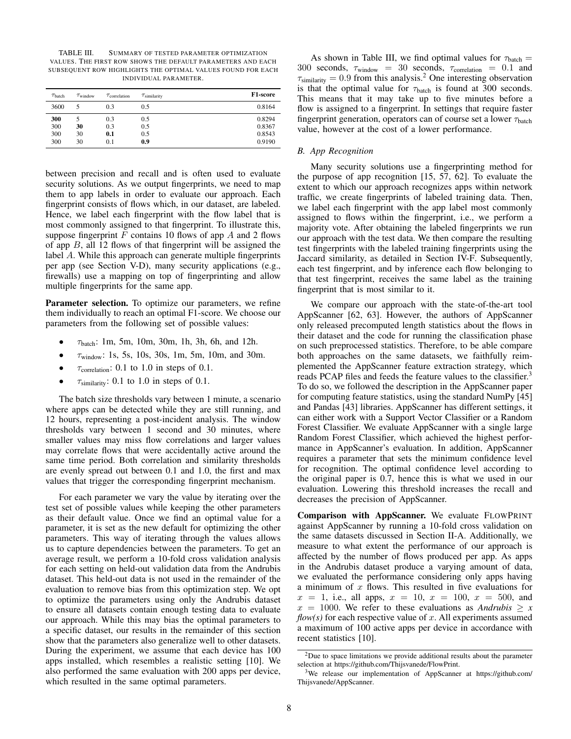TABLE III. SUMMARY OF TESTED PARAMETER OPTIMIZATION VALUES. THE FIRST ROW SHOWS THE DEFAULT PARAMETERS AND EACH SUBSEQUENT ROW HIGHLIGHTS THE OPTIMAL VALUES FOUND FOR EACH INDIVIDUAL PARAMETER.

| $\tau_{\text{batch}}$ | $\tau_{\text{window}}$ | $\tau_{\text{correlation}}$ | $\tau_{\text{similarity}}$ | **F1-score** |
|---|---|---|---|---|
| 3600 | 5 | 0.3 | 0.5 | 0.8164 |
| **300** | 5 | 0.3 | 0.5 | 0.8294 |
| 300 | **30** | 0.3 | 0.5 | 0.8367 |
| 300 | 30 | **0.1** | 0.5 | 0.8543 |
| 300 | 30 | 0.1 | **0.9** | 0.9190 |

between precision and recall and is often used to evaluate security solutions. As we output fingerprints, we need to map them to app labels in order to evaluate our approach. Each fingerprint consists of flows which, in our dataset, are labeled. Hence, we label each fingerprint with the flow label that is most commonly assigned to that fingerprint. To illustrate this, suppose fingerprint $F$ contains 10 flows of app $A$ and 2 flows of app $B$, all 12 flows of that fingerprint will be assigned the label $A$. While this approach can generate multiple fingerprints per app (see Section V-D), many security applications (e.g., firewalls) use a mapping on top of fingerprinting and allow multiple fingerprints for the same app.

**Parameter selection.** To optimize our parameters, we refine them individually to reach an optimal F1-score. We choose our parameters from the following set of possible values:

- $\tau_{\text{batch}}$: 1m, 5m, 10m, 30m, 1h, 3h, 6h, and 12h.
- $\tau_{\text{window}}$: 1s, 5s, 10s, 30s, 1m, 5m, 10m, and 30m.
- $\tau_{\text{correlation}}$: 0.1 to 1.0 in steps of 0.1.
- $\tau_{\text{similarity}}$: 0.1 to 1.0 in steps of 0.1.

The batch size thresholds vary between 1 minute, a scenario where apps can be detected while they are still running, and 12 hours, representing a post-incident analysis. The window thresholds vary between 1 second and 30 minutes, where smaller values may miss flow correlations and larger values may correlate flows that were accidentally active around the same time period. Both correlation and similarity thresholds are evenly spread out between 0.1 and 1.0, the first and max values that trigger the corresponding fingerprint mechanism.

For each parameter we vary the value by iterating over the test set of possible values while keeping the other parameters as their default value. Once we find an optimal value for a parameter, it is set as the new default for optimizing the other parameters. This way of iterating through the values allows us to capture dependencies between the parameters. To get an average result, we perform a 10-fold cross validation analysis for each setting on held-out validation data from the Andrubis dataset. This held-out data is not used in the remainder of the evaluation to remove bias from this optimization step. We opt to optimize the parameters using only the Andrubis dataset to ensure all datasets contain enough testing data to evaluate our approach. While this may bias the optimal parameters to a specific dataset, our results in the remainder of this section show that the parameters also generalize well to other datasets. During the experiment, we assume that each device has 100 apps installed, which resembles a realistic setting [10]. We also performed the same evaluation with 200 apps per device, which resulted in the same optimal parameters.

As shown in Table III, we find optimal values for $\tau_{\text{batch}} =$ 300 seconds, $\tau_{\text{window}} = 30$ seconds, $\tau_{\text{correlation}} = 0.1$ and $\tau_{\text{similarity}} = 0.9$ from this analysis.[2] One interesting observation is that the optimal value for $\tau_{\text{batch}}$ is found at 300 seconds. This means that it may take up to five minutes before a flow is assigned to a fingerprint. In settings that require faster fingerprint generation, operators can of course set a lower $\tau_{\text{batch}}$ value, however at the cost of a lower performance.

### B. App Recognition

Many security solutions use a fingerprinting method for the purpose of app recognition [15, 57, 62]. To evaluate the extent to which our approach recognizes apps within network traffic, we create fingerprints of labeled training data. Then, we label each fingerprint with the app label most commonly assigned to flows within the fingerprint, i.e., we perform a majority vote. After obtaining the labeled fingerprints we run our approach with the test data. We then compare the resulting test fingerprints with the labeled training fingerprints using the Jaccard similarity, as detailed in Section IV-F. Subsequently, each test fingerprint, and by inference each flow belonging to that test fingerprint, receives the same label as the training fingerprint that is most similar to it.

We compare our approach with the state-of-the-art tool AppScanner [62, 63]. However, the authors of AppScanner only released precomputed length statistics about the flows in their dataset and the code for running the classification phase on such preprocessed statistics. Therefore, to be able compare both approaches on the same datasets, we faithfully reimplemented the AppScanner feature extraction strategy, which reads PCAP files and feeds the feature values to the classifier.[3] To do so, we followed the description in the AppScanner paper for computing feature statistics, using the standard NumPy [45] and Pandas [43] libraries. AppScanner has different settings, it can either work with a Support Vector Classifier or a Random Forest Classifier. We evaluate AppScanner with a single large Random Forest Classifier, which achieved the highest performance in AppScanner's evaluation. In addition, AppScanner requires a parameter that sets the minimum confidence level for recognition. The optimal confidence level according to the original paper is 0.7, hence this is what we used in our evaluation. Lowering this threshold increases the recall and decreases the precision of AppScanner.

**Comparison with AppScanner.** We evaluate FLOWPRINT against AppScanner by running a 10-fold cross validation on the same datasets discussed in Section II-A. Additionally, we measure to what extent the performance of our approach is affected by the number of flows produced per app. As apps in the Andrubis dataset produce a varying amount of data, we evaluated the performance considering only apps having a minimum of $x$ flows. This resulted in five evaluations for $x = 1$, i.e., all apps, $x = 10$, $x = 100$, $x = 500$, and $x = 1000$. We refer to these evaluations as *Andrubis* $\geq x$ *flow(s)* for each respective value of $x$. All experiments assumed a maximum of 100 active apps per device in accordance with recent statistics [10].

[2] Due to space limitations we provide additional results about the parameter selection at https://github.com/Thijsvanede/FlowPrint.

[3] We release our implementation of AppScanner at https://github.com/Thijsvanede/AppScanner.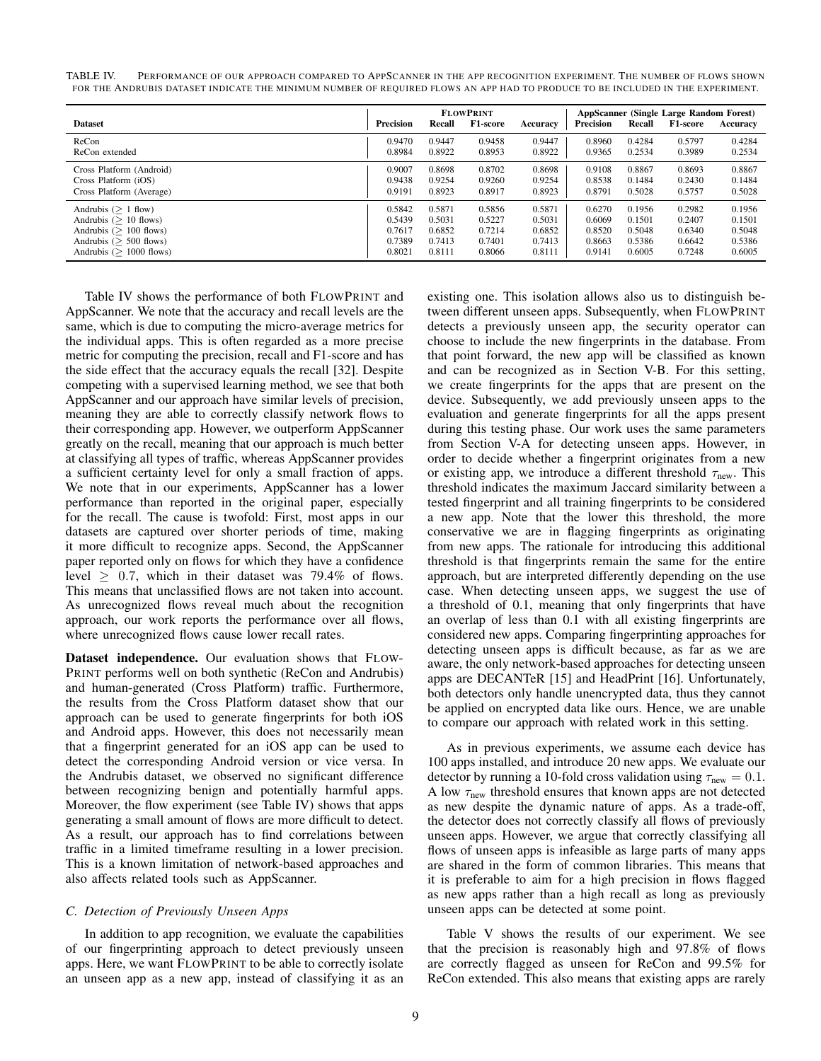TABLE IV. PERFORMANCE OF OUR APPROACH COMPARED TO APPSCANNER IN THE APP RECOGNITION EXPERIMENT. THE NUMBER OF FLOWS SHOWN FOR THE ANDRUBIS DATASET INDICATE THE MINIMUM NUMBER OF REQUIRED FLOWS AN APP HAD TO PRODUCE TO BE INCLUDED IN THE EXPERIMENT.

| | FLOWPRINT | | | | AppScanner (Single Large Random Forest) | | | |
|---|---|---|---|---|---|---|---|---|
| **Dataset** | **Precision** | **Recall** | **F1-score** | **Accuracy** | **Precision** | **Recall** | **F1-score** | **Accuracy** |
| ReCon | 0.9470 | 0.9447 | 0.9458 | 0.9447 | 0.8960 | 0.4284 | 0.5797 | 0.4284 |
| ReCon extended | 0.8984 | 0.8922 | 0.8953 | 0.8922 | 0.9365 | 0.2534 | 0.3989 | 0.2534 |
| Cross Platform (Android) | 0.9007 | 0.8698 | 0.8702 | 0.8698 | 0.9108 | 0.8867 | 0.8693 | 0.8867 |
| Cross Platform (iOS) | 0.9438 | 0.9254 | 0.9260 | 0.9254 | 0.8538 | 0.1484 | 0.2430 | 0.1484 |
| Cross Platform (Average) | 0.9191 | 0.8923 | 0.8917 | 0.8923 | 0.8791 | 0.5028 | 0.5757 | 0.5028 |
| Andrubis ($\geq$ 1 flow) | 0.5842 | 0.5871 | 0.5856 | 0.5871 | 0.6270 | 0.1956 | 0.2982 | 0.1956 |
| Andrubis ($\geq$ 10 flows) | 0.5439 | 0.5031 | 0.5227 | 0.5031 | 0.6069 | 0.1501 | 0.2407 | 0.1501 |
| Andrubis ($\geq$ 100 flows) | 0.7617 | 0.6852 | 0.7214 | 0.6852 | 0.8520 | 0.5048 | 0.6340 | 0.5048 |
| Andrubis ($\geq$ 500 flows) | 0.7389 | 0.7413 | 0.7401 | 0.7413 | 0.8663 | 0.5386 | 0.6642 | 0.5386 |
| Andrubis ($\geq$ 1000 flows) | 0.8021 | 0.8111 | 0.8066 | 0.8111 | 0.9141 | 0.6005 | 0.7248 | 0.6005 |

Table IV shows the performance of both FLOWPRINT and AppScanner. We note that the accuracy and recall levels are the same, which is due to computing the micro-average metrics for the individual apps. This is often regarded as a more precise metric for computing the precision, recall and F1-score and has the side effect that the accuracy equals the recall [32]. Despite competing with a supervised learning method, we see that both AppScanner and our approach have similar levels of precision, meaning they are able to correctly classify network flows to their corresponding app. However, we outperform AppScanner greatly on the recall, meaning that our approach is much better at classifying all types of traffic, whereas AppScanner provides a sufficient certainty level for only a small fraction of apps. We note that in our experiments, AppScanner has a lower performance than reported in the original paper, especially for the recall. The cause is twofold: First, most apps in our datasets are captured over shorter periods of time, making it more difficult to recognize apps. Second, the AppScanner paper reported only on flows for which they have a confidence level $\geq$ 0.7, which in their dataset was 79.4% of flows. This means that unclassified flows are not taken into account. As unrecognized flows reveal much about the recognition approach, our work reports the performance over all flows, where unrecognized flows cause lower recall rates.

**Dataset independence.** Our evaluation shows that FLOWPRINT performs well on both synthetic (ReCon and Andrubis) and human-generated (Cross Platform) traffic. Furthermore, the results from the Cross Platform dataset show that our approach can be used to generate fingerprints for both iOS and Android apps. However, this does not necessarily mean that a fingerprint generated for an iOS app can be used to detect the corresponding Android version or vice versa. In the Andrubis dataset, we observed no significant difference between recognizing benign and potentially harmful apps. Moreover, the flow experiment (see Table IV) shows that apps generating a small amount of flows are more difficult to detect. As a result, our approach has to find correlations between traffic in a limited timeframe resulting in a lower precision. This is a known limitation of network-based approaches and also affects related tools such as AppScanner.

### C. Detection of Previously Unseen Apps

In addition to app recognition, we evaluate the capabilities of our fingerprinting approach to detect previously unseen apps. Here, we want FLOWPRINT to be able to correctly isolate an unseen app as a new app, instead of classifying it as an existing one. This isolation allows also us to distinguish between different unseen apps. Subsequently, when FLOWPRINT detects a previously unseen app, the security operator can choose to include the new fingerprints in the database. From that point forward, the new app will be classified as known and can be recognized as in Section V-B. For this setting, we create fingerprints for the apps that are present on the device. Subsequently, we add previously unseen apps to the evaluation and generate fingerprints for all the apps present during this testing phase. Our work uses the same parameters from Section V-A for detecting unseen apps. However, in order to decide whether a fingerprint originates from a new or existing app, we introduce a different threshold $\tau_{\text{new}}$. This threshold indicates the maximum Jaccard similarity between a tested fingerprint and all training fingerprints to be considered a new app. Note that the lower this threshold, the more conservative we are in flagging fingerprints as originating from new apps. The rationale for introducing this additional threshold is that fingerprints remain the same for the entire approach, but are interpreted differently depending on the use case. When detecting unseen apps, we suggest the use of a threshold of 0.1, meaning that only fingerprints that have an overlap of less than 0.1 with all existing fingerprints are considered new apps. Comparing fingerprinting approaches for detecting unseen apps is difficult because, as far as we are aware, the only network-based approaches for detecting unseen apps are DECANTeR [15] and HeadPrint [16]. Unfortunately, both detectors only handle unencrypted data, thus they cannot be applied on encrypted data like ours. Hence, we are unable to compare our approach with related work in this setting.

As in previous experiments, we assume each device has 100 apps installed, and introduce 20 new apps. We evaluate our detector by running a 10-fold cross validation using $\tau_{\text{new}} = 0.1$. A low $\tau_{\text{new}}$ threshold ensures that known apps are not detected as new despite the dynamic nature of apps. As a trade-off, the detector does not correctly classify all flows of previously unseen apps. However, we argue that correctly classifying all flows of unseen apps is infeasible as large parts of many apps are shared in the form of common libraries. This means that it is preferable to aim for a high precision in flows flagged as new apps rather than a high recall as long as previously unseen apps can be detected at some point.

Table V shows the results of our experiment. We see that the precision is reasonably high and 97.8% of flows are correctly flagged as unseen for ReCon and 99.5% for ReCon extended. This also means that existing apps are rarely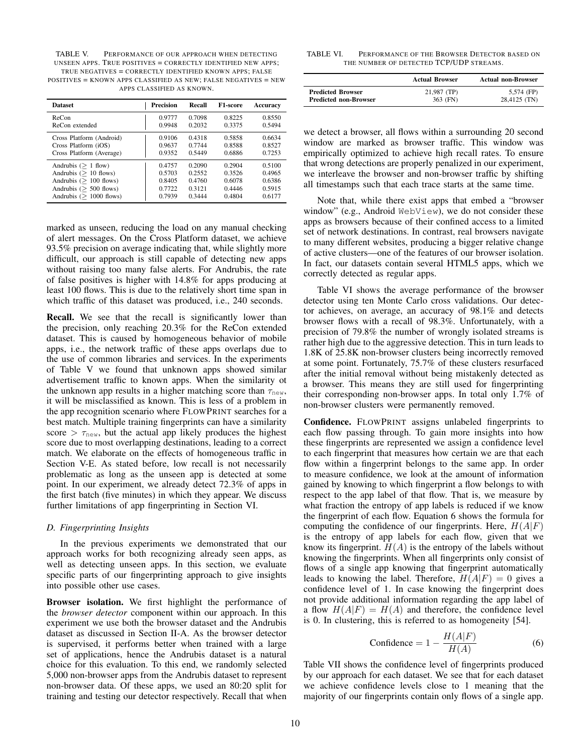TABLE V. Performance of our approach when detecting unseen apps. True positives = correctly identified new apps; true negatives = correctly identified known apps; false positives = known apps classified as new; false negatives = new apps classified as known.

| Dataset | Precision | Recall | F1-score | Accuracy |
|---|---|---|---|---|
| ReCon | 0.9777 | 0.7098 | 0.8225 | 0.8550 |
| ReCon extended | 0.9948 | 0.2032 | 0.3375 | 0.5494 |
| Cross Platform (Android) | 0.9106 | 0.4318 | 0.5858 | 0.6634 |
| Cross Platform (iOS) | 0.9637 | 0.7744 | 0.8588 | 0.8527 |
| Cross Platform (Average) | 0.9352 | 0.5449 | 0.6886 | 0.7253 |
| Andrubis ($\geq$ 1 flow) | 0.4757 | 0.2090 | 0.2904 | 0.5100 |
| Andrubis ($\geq$ 10 flows) | 0.5703 | 0.2552 | 0.3526 | 0.4965 |
| Andrubis ($\geq$ 100 flows) | 0.8405 | 0.4760 | 0.6078 | 0.6386 |
| Andrubis ($\geq$ 500 flows) | 0.7722 | 0.3121 | 0.4446 | 0.5915 |
| Andrubis ($\geq$ 1000 flows) | 0.7939 | 0.3444 | 0.4804 | 0.6177 |

marked as unseen, reducing the load on any manual checking of alert messages. On the Cross Platform dataset, we achieve 93.5% precision on average indicating that, while slightly more difficult, our approach is still capable of detecting new apps without raising too many false alerts. For Andrubis, the rate of false positives is higher with 14.8% for apps producing at least 100 flows. This is due to the relatively short time span in which traffic of this dataset was produced, i.e., 240 seconds.

**Recall.** We see that the recall is significantly lower than the precision, only reaching 20.3% for the ReCon extended dataset. This is caused by homogeneous behavior of mobile apps, i.e., the network traffic of these apps overlaps due to the use of common libraries and services. In the experiments of Table V we found that unknown apps showed similar advertisement traffic to known apps. When the similarity ot the unknown app results in a higher matching score than $\tau_{\text{new}}$, it will be misclassified as known. This is less of a problem in the app recognition scenario where FlowPrint searches for a best match. Multiple training fingerprints can have a similarity score $> \tau_{\text{new}}$, but the actual app likely produces the highest score due to most overlapping destinations, leading to a correct match. We elaborate on the effects of homogeneous traffic in Section V-E. As stated before, low recall is not necessarily problematic as long as the unseen app is detected at some point. In our experiment, we already detect 72.3% of apps in the first batch (five minutes) in which they appear. We discuss further limitations of app fingerprinting in Section VI.

### D. Fingerprinting Insights

In the previous experiments we demonstrated that our approach works for both recognizing already seen apps, as well as detecting unseen apps. In this section, we evaluate specific parts of our fingerprinting approach to give insights into possible other use cases.

**Browser isolation.** We first highlight the performance of the *browser detector* component within our approach. In this experiment we use both the browser dataset and the Andrubis dataset as discussed in Section II-A. As the browser detector is supervised, it performs better when trained with a large set of applications, hence the Andrubis dataset is a natural choice for this evaluation. To this end, we randomly selected 5,000 non-browser apps from the Andrubis dataset to represent non-browser data. Of these apps, we used an 80:20 split for training and testing our detector respectively. Recall that when we detect a browser, all flows within a surrounding 20 second window are marked as browser traffic. This window was empirically optimized to achieve high recall rates. To ensure that wrong detections are properly penalized in our experiment, we interleave the browser and non-browser traffic by shifting all timestamps such that each trace starts at the same time.

TABLE VI. Performance of the Browser Detector based on the number of detected TCP/UDP streams.

| | Actual Browser | Actual non-Browser |
|---|---|---|
| **Predicted Browser** | 21,987 (TP) | 5,574 (FP) |
| **Predicted non-Browser** | 363 (FN) | 28,4125 (TN) |

Note that, while there exist apps that embed a "browser window" (e.g., Android `WebView`), we do not consider these apps as browsers because of their confined access to a limited set of network destinations. In contrast, real browsers navigate to many different websites, producing a bigger relative change of active clusters—one of the features of our browser isolation. In fact, our datasets contain several HTML5 apps, which we correctly detected as regular apps.

Table VI shows the average performance of the browser detector using ten Monte Carlo cross validations. Our detector achieves, on average, an accuracy of 98.1% and detects browser flows with a recall of 98.3%. Unfortunately, with a precision of 79.8% the number of wrongly isolated streams is rather high due to the aggressive detection. This in turn leads to 1.8K of 25.8K non-browser clusters being incorrectly removed at some point. Fortunately, 75.7% of these clusters resurfaced after the initial removal without being mistakenly detected as a browser. This means they are still used for fingerprinting their corresponding non-browser apps. In total only 1.7% of non-browser clusters were permanently removed.

**Confidence.** FlowPrint assigns unlabeled fingerprints to each flow passing through. To gain more insights into how these fingerprints are represented we assign a confidence level to each fingerprint that measures how certain we are that each flow within a fingerprint belongs to the same app. In order to measure confidence, we look at the amount of information gained by knowing to which fingerprint a flow belongs to with respect to the app label of that flow. That is, we measure by what fraction the entropy of app labels is reduced if we know the fingerprint of each flow. Equation 6 shows the formula for computing the confidence of our fingerprints. Here, $H(A|F)$ is the entropy of app labels for each flow, given that we know its fingerprint. $H(A)$ is the entropy of the labels without knowing the fingerprints. When all fingerprints only consist of flows of a single app knowing that fingerprint automatically leads to knowing the label. Therefore, $H(A|F) = 0$ gives a confidence level of 1. In case knowing the fingerprint does not provide additional information regarding the app label of a flow $H(A|F) = H(A)$ and therefore, the confidence level is 0. In clustering, this is referred to as homogeneity [54].

$$\text{Confidence} = 1 - \frac{H(A|F)}{H(A)} \tag{6}$$

Table VII shows the confidence level of fingerprints produced by our approach for each dataset. We see that for each dataset we achieve confidence levels close to 1 meaning that the majority of our fingerprints contain only flows of a single app.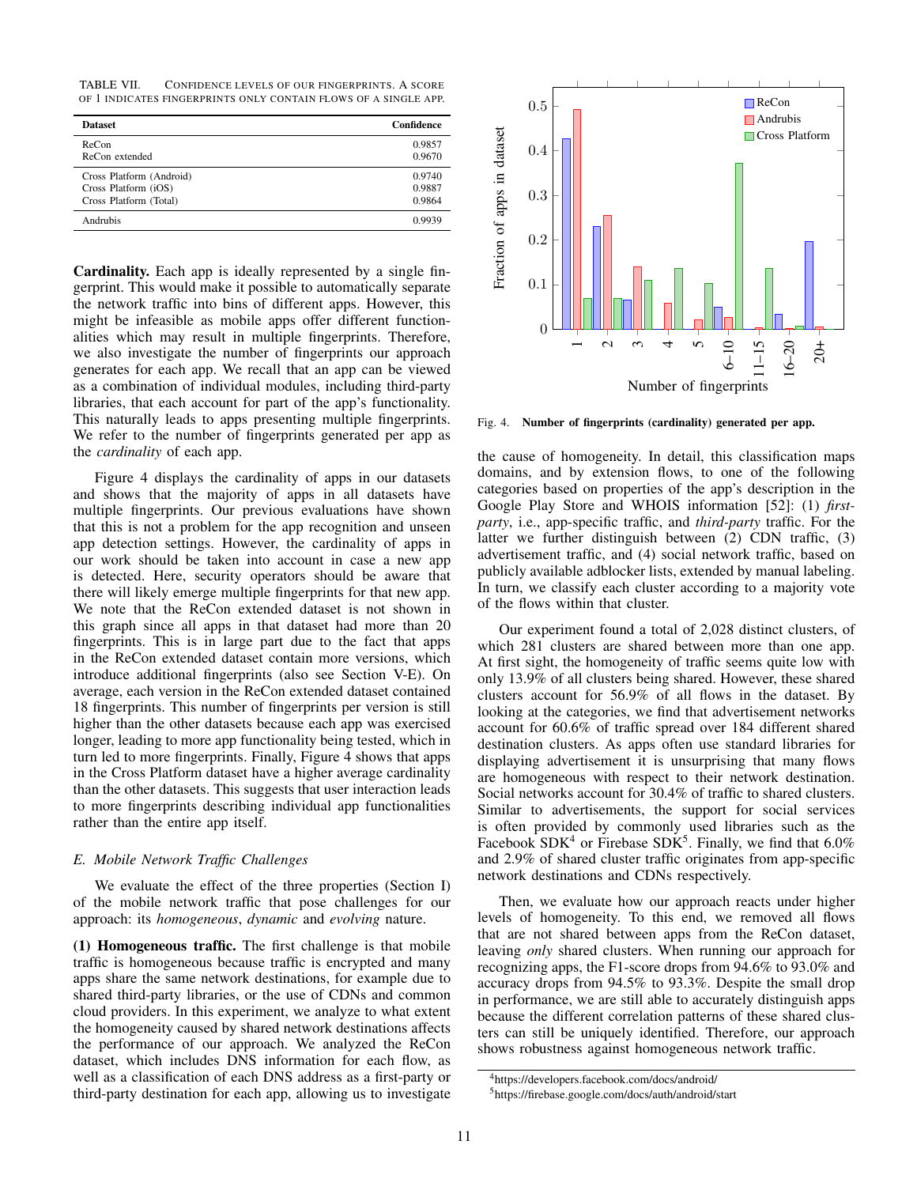TABLE VII. Confidence levels of our fingerprints. A score of 1 indicates fingerprints only contain flows of a single app.

| Dataset | Confidence |
|---|---|
| ReCon | 0.9857 |
| ReCon extended | 0.9670 |
| Cross Platform (Android) | 0.9740 |
| Cross Platform (iOS) | 0.9887 |
| Cross Platform (Total) | 0.9864 |
| Andrubis | 0.9939 |

**Cardinality.** Each app is ideally represented by a single fingerprint. This would make it possible to automatically separate the network traffic into bins of different apps. However, this might be infeasible as mobile apps offer different functionalities which may result in multiple fingerprints. Therefore, we also investigate the number of fingerprints our approach generates for each app. We recall that an app can be viewed as a combination of individual modules, including third-party libraries, that each account for part of the app's functionality. This naturally leads to apps presenting multiple fingerprints. We refer to the number of fingerprints generated per app as the *cardinality* of each app.

Figure 4 displays the cardinality of apps in our datasets and shows that the majority of apps in all datasets have multiple fingerprints. Our previous evaluations have shown that this is not a problem for the app recognition and unseen app detection settings. However, the cardinality of apps in our work should be taken into account in case a new app is detected. Here, security operators should be aware that there will likely emerge multiple fingerprints for that new app. We note that the ReCon extended dataset is not shown in this graph since all apps in that dataset had more than 20 fingerprints. This is in large part due to the fact that apps in the ReCon extended dataset contain more versions, which introduce additional fingerprints (also see Section V-E). On average, each version in the ReCon extended dataset contained 18 fingerprints. This number of fingerprints per version is still higher than the other datasets because each app was exercised longer, leading to more app functionality being tested, which in turn led to more fingerprints. Finally, Figure 4 shows that apps in the Cross Platform dataset have a higher average cardinality than the other datasets. This suggests that user interaction leads to more fingerprints describing individual app functionalities rather than the entire app itself.

Fraction of apps in dataset
0.5
0.4
0.3
0.2
0.1
0
ReCon
Andrubis
Cross Platform
1
2
3
4
5
6–10
11–15
16–20
20+
Number of fingerprints

Fig. 4. **Number of fingerprints (cardinality) generated per app.**

### E. Mobile Network Traffic Challenges

We evaluate the effect of the three properties (Section I) of the mobile network traffic that pose challenges for our approach: its *homogeneous*, *dynamic* and *evolving* nature.

**(1) Homogeneous traffic.** The first challenge is that mobile traffic is homogeneous because traffic is encrypted and many apps share the same network destinations, for example due to shared third-party libraries, or the use of CDNs and common cloud providers. In this experiment, we analyze to what extent the homogeneity caused by shared network destinations affects the performance of our approach. We analyzed the ReCon dataset, which includes DNS information for each flow, as well as a classification of each DNS address as a first-party or third-party destination for each app, allowing us to investigate the cause of homogeneity. In detail, this classification maps domains, and by extension flows, to one of the following categories based on properties of the app's description in the Google Play Store and WHOIS information [52]: (1) *first-party*, i.e., app-specific traffic, and *third-party* traffic. For the latter we further distinguish between (2) CDN traffic, (3) advertisement traffic, and (4) social network traffic, based on publicly available adblocker lists, extended by manual labeling. In turn, we classify each cluster according to a majority vote of the flows within that cluster.

Our experiment found a total of 2,028 distinct clusters, of which 281 clusters are shared between more than one app. At first sight, the homogeneity of traffic seems quite low with only 13.9% of all clusters being shared. However, these shared clusters account for 56.9% of all flows in the dataset. By looking at the categories, we find that advertisement networks account for 60.6% of traffic spread over 184 different shared destination clusters. As apps often use standard libraries for displaying advertisement it is unsurprising that many flows are homogeneous with respect to their network destination. Social networks account for 30.4% of traffic to shared clusters. Similar to advertisements, the support for social services is often provided by commonly used libraries such as the Facebook SDK[4] or Firebase SDK[5]. Finally, we find that 6.0% and 2.9% of shared cluster traffic originates from app-specific network destinations and CDNs respectively.

Then, we evaluate how our approach reacts under higher levels of homogeneity. To this end, we removed all flows that are not shared between apps from the ReCon dataset, leaving *only* shared clusters. When running our approach for recognizing apps, the F1-score drops from 94.6% to 93.0% and accuracy drops from 94.5% to 93.3%. Despite the small drop in performance, we are still able to accurately distinguish apps because the different correlation patterns of these shared clusters can still be uniquely identified. Therefore, our approach shows robustness against homogeneous network traffic.

[4]https://developers.facebook.com/docs/android/

[5]https://firebase.google.com/docs/auth/android/start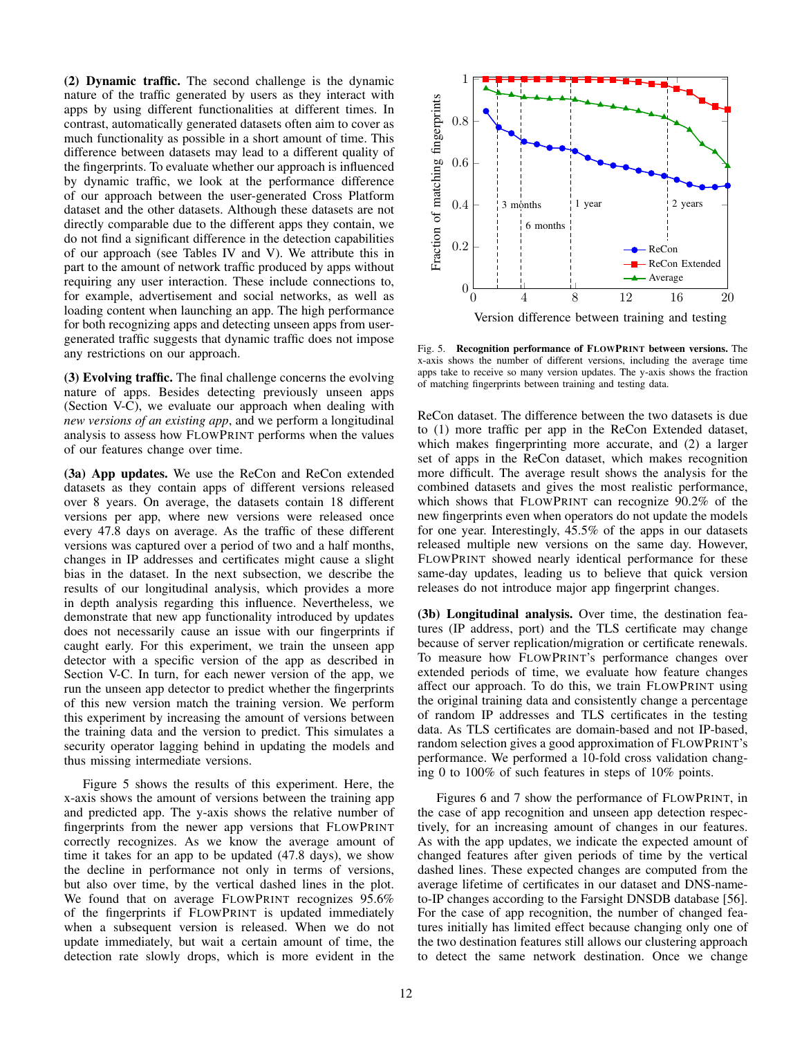**(2) Dynamic traffic.** The second challenge is the dynamic nature of the traffic generated by users as they interact with apps by using different functionalities at different times. In contrast, automatically generated datasets often aim to cover as much functionality as possible in a short amount of time. This difference between datasets may lead to a different quality of the fingerprints. To evaluate whether our approach is influenced by dynamic traffic, we look at the performance difference of our approach between the user-generated Cross Platform dataset and the other datasets. Although these datasets are not directly comparable due to the different apps they contain, we do not find a significant difference in the detection capabilities of our approach (see Tables IV and V). We attribute this in part to the amount of network traffic produced by apps without requiring any user interaction. These include connections to, for example, advertisement and social networks, as well as loading content when launching an app. The high performance for both recognizing apps and detecting unseen apps from user-generated traffic suggests that dynamic traffic does not impose any restrictions on our approach.

**(3) Evolving traffic.** The final challenge concerns the evolving nature of apps. Besides detecting previously unseen apps (Section V-C), we evaluate our approach when dealing with *new versions of an existing app*, and we perform a longitudinal analysis to assess how FlowPrint performs when the values of our features change over time.

**(3a) App updates.** We use the ReCon and ReCon extended datasets as they contain apps of different versions released over 8 years. On average, the datasets contain 18 different versions per app, where new versions were released once every 47.8 days on average. As the traffic of these different versions was captured over a period of two and a half months, changes in IP addresses and certificates might cause a slight bias in the dataset. In the next subsection, we describe the results of our longitudinal analysis, which provides a more in depth analysis regarding this influence. Nevertheless, we demonstrate that new app functionality introduced by updates does not necessarily cause an issue with our fingerprints if caught early. For this experiment, we train the unseen app detector with a specific version of the app as described in Section V-C. In turn, for each newer version of the app, we run the unseen app detector to predict whether the fingerprints of this new version match the training version. We perform this experiment by increasing the amount of versions between the training data and the version to predict. This simulates a security operator lagging behind in updating the models and thus missing intermediate versions.

Figure 5 shows the results of this experiment. Here, the x-axis shows the amount of versions between the training app and predicted app. The y-axis shows the relative number of fingerprints from the newer app versions that FlowPrint correctly recognizes. As we know the average amount of time it takes for an app to be updated (47.8 days), we show the decline in performance not only in terms of versions, but also over time, by the vertical dashed lines in the plot. We found that on average FlowPrint recognizes 95.6% of the fingerprints if FlowPrint is updated immediately when a subsequent version is released. When we do not update immediately, but wait a certain amount of time, the detection rate slowly drops, which is more evident in the ReCon dataset. The difference between the two datasets is due to (1) more traffic per app in the ReCon Extended dataset, which makes fingerprinting more accurate, and (2) a larger set of apps in the ReCon dataset, which makes recognition more difficult. The average result shows the analysis for the combined datasets and gives the most realistic performance, which shows that FlowPrint can recognize 90.2% of the new fingerprints even when operators do not update the models for one year. Interestingly, 45.5% of the apps in our datasets released multiple new versions on the same day. However, FlowPrint showed nearly identical performance for these same-day updates, leading us to believe that quick version releases do not introduce major app fingerprint changes.

Fraction of matching fingerprints
Version difference between training and testing
3 months
6 months
1 year
2 years
ReCon
ReCon Extended
Average
0
0.2
0.4
0.6
0.8
1
0
4
8
12
16
20

Fig. 5. **Recognition performance of FlowPrint between versions.** The x-axis shows the number of different versions, including the average time apps take to receive so many version updates. The y-axis shows the fraction of matching fingerprints between training and testing data.

**(3b) Longitudinal analysis.** Over time, the destination features (IP address, port) and the TLS certificate may change because of server replication/migration or certificate renewals. To measure how FlowPrint's performance changes over extended periods of time, we evaluate how feature changes affect our approach. To do this, we train FlowPrint using the original training data and consistently change a percentage of random IP addresses and TLS certificates in the testing data. As TLS certificates are domain-based and not IP-based, random selection gives a good approximation of FlowPrint's performance. We performed a 10-fold cross validation changing 0 to 100% of such features in steps of 10% points.

Figures 6 and 7 show the performance of FlowPrint, in the case of app recognition and unseen app detection respectively, for an increasing amount of changes in our features. As with the app updates, we indicate the expected amount of changed features after given periods of time by the vertical dashed lines. These expected changes are computed from the average lifetime of certificates in our dataset and DNS-name-to-IP changes according to the Farsight DNSDB database [56]. For the case of app recognition, the number of changed features initially has limited effect because changing only one of the two destination features still allows our clustering approach to detect the same network destination. Once we change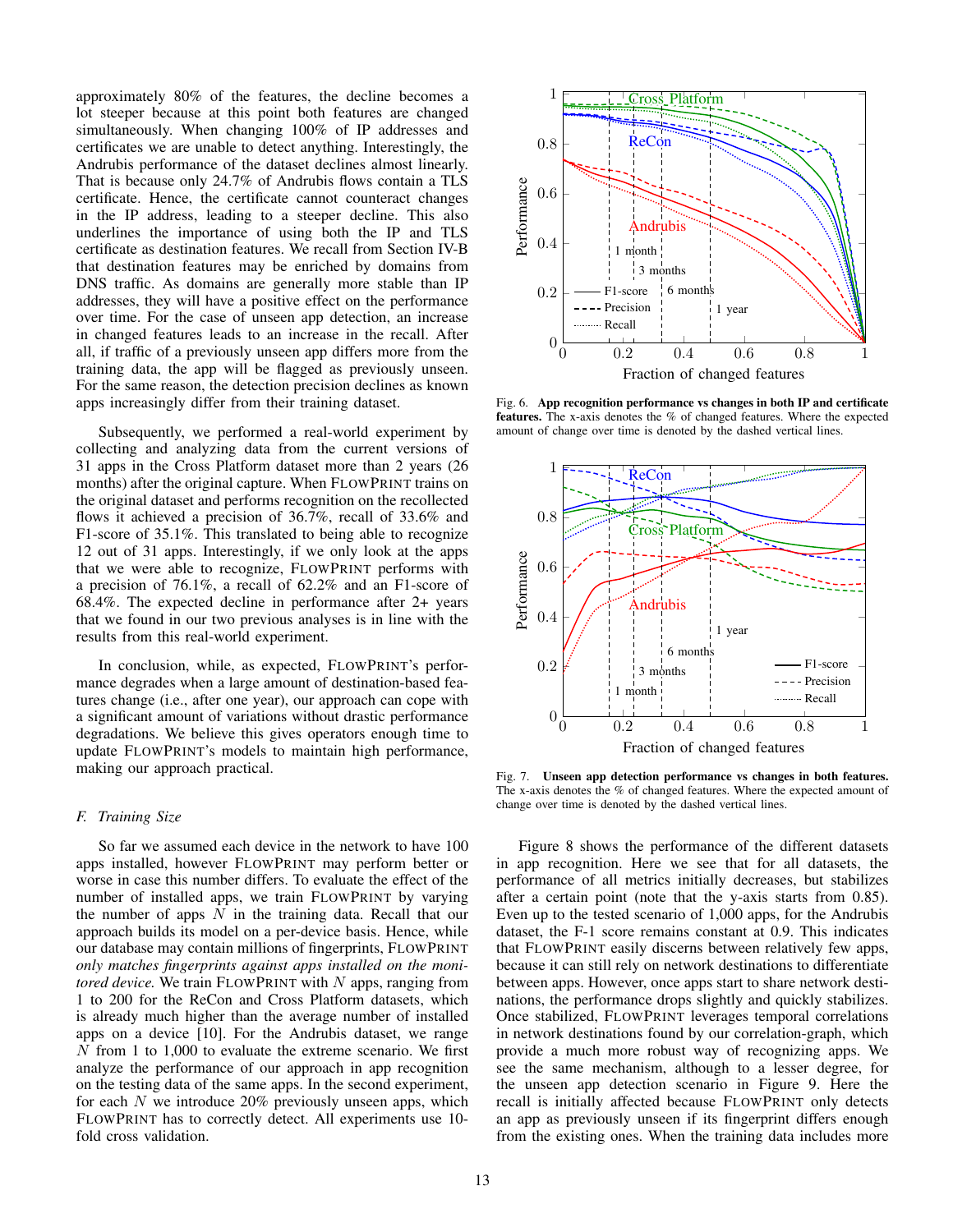approximately 80% of the features, the decline becomes a lot steeper because at this point both features are changed simultaneously. When changing 100% of IP addresses and certificates we are unable to detect anything. Interestingly, the Andrubis performance of the dataset declines almost linearly. That is because only 24.7% of Andrubis flows contain a TLS certificate. Hence, the certificate cannot counteract changes in the IP address, leading to a steeper decline. This also underlines the importance of using both the IP and TLS certificate as destination features. We recall from Section IV-B that destination features may be enriched by domains from DNS traffic. As domains are generally more stable than IP addresses, they will have a positive effect on the performance over time. For the case of unseen app detection, an increase in changed features leads to an increase in the recall. After all, if traffic of a previously unseen app differs more from the training data, the app will be flagged as previously unseen. For the same reason, the detection precision declines as known apps increasingly differ from their training dataset.

Subsequently, we performed a real-world experiment by collecting and analyzing data from the current versions of 31 apps in the Cross Platform dataset more than 2 years (26 months) after the original capture. When FLOWPRINT trains on the original dataset and performs recognition on the recollected flows it achieved a precision of 36.7%, recall of 33.6% and F1-score of 35.1%. This translated to being able to recognize 12 out of 31 apps. Interestingly, if we only look at the apps that we were able to recognize, FLOWPRINT performs with a precision of 76.1%, a recall of 62.2% and an F1-score of 68.4%. The expected decline in performance after 2+ years that we found in our two previous analyses is in line with the results from this real-world experiment.

In conclusion, while, as expected, FLOWPRINT's performance degrades when a large amount of destination-based features change (i.e., after one year), our approach can cope with a significant amount of variations without drastic performance degradations. We believe this gives operators enough time to update FLOWPRINT's models to maintain high performance, making our approach practical.

Fig. 6. **App recognition performance vs changes in both IP and certificate features.** The x-axis denotes the % of changed features. Where the expected amount of change over time is denoted by the dashed vertical lines.

Fig. 7. **Unseen app detection performance vs changes in both features.** The x-axis denotes the % of changed features. Where the expected amount of change over time is denoted by the dashed vertical lines.

### *F. Training Size*

So far we assumed each device in the network to have 100 apps installed, however FLOWPRINT may perform better or worse in case this number differs. To evaluate the effect of the number of installed apps, we train FLOWPRINT by varying the number of apps $N$ in the training data. Recall that our approach builds its model on a per-device basis. Hence, while our database may contain millions of fingerprints, *FLOWPRINT only matches fingerprints against apps installed on the monitored device.* We train FLOWPRINT with $N$ apps, ranging from 1 to 200 for the ReCon and Cross Platform datasets, which is already much higher than the average number of installed apps on a device [10]. For the Andrubis dataset, we range $N$ from 1 to 1,000 to evaluate the extreme scenario. We first analyze the performance of our approach in app recognition on the testing data of the same apps. In the second experiment, for each $N$ we introduce 20% previously unseen apps, which FLOWPRINT has to correctly detect. All experiments use 10-fold cross validation.

Figure 8 shows the performance of the different datasets in app recognition. Here we see that for all datasets, the performance of all metrics initially decreases, but stabilizes after a certain point (note that the y-axis starts from 0.85). Even up to the tested scenario of 1,000 apps, for the Andrubis dataset, the F-1 score remains constant at 0.9. This indicates that FLOWPRINT easily discerns between relatively few apps, because it can still rely on network destinations to differentiate between apps. However, once apps start to share network destinations, the performance drops slightly and quickly stabilizes. Once stabilized, FLOWPRINT leverages temporal correlations in network destinations found by our correlation-graph, which provide a much more robust way of recognizing apps. We see the same mechanism, although to a lesser degree, for the unseen app detection scenario in Figure 9. Here the recall is initially affected because FLOWPRINT only detects an app as previously unseen if its fingerprint differs enough from the existing ones. When the training data includes more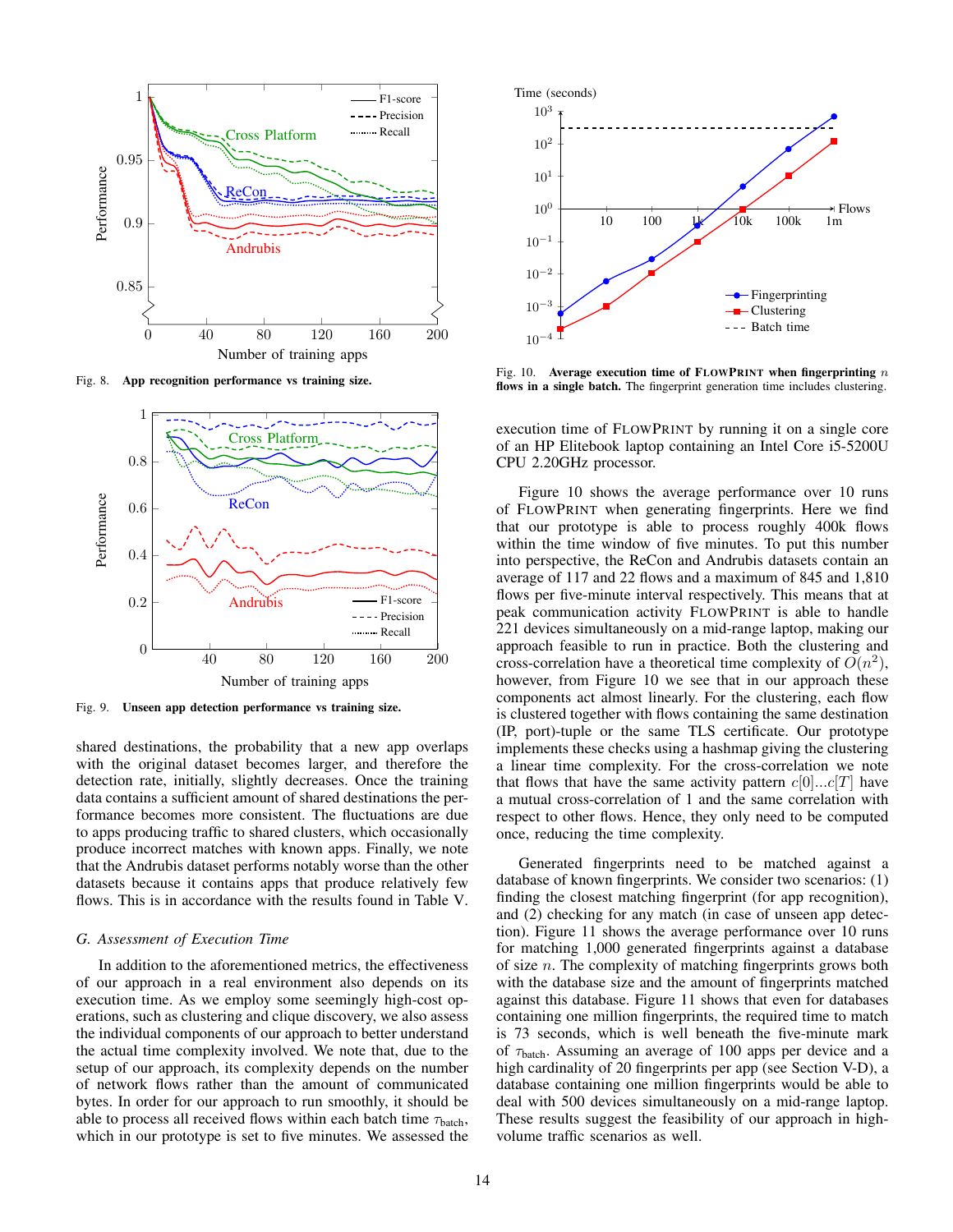Performance

1

0.95

0.9

0.85

0 40 80 120 160 200

Number of training apps

Cross Platform

ReCon

Andrubis

F1-score
Precision
Recall

Fig. 8. **App recognition performance vs training size.**

Performance

1

0.8

0.6

0.4

0.2

0

40 80 120 160 200

Number of training apps

Cross Platform

ReCon

Andrubis

F1-score
Precision
Recall

Fig. 9. **Unseen app detection performance vs training size.**

shared destinations, the probability that a new app overlaps with the original dataset becomes larger, and therefore the detection rate, initially, slightly decreases. Once the training data contains a sufficient amount of shared destinations the performance becomes more consistent. The fluctuations are due to apps producing traffic to shared clusters, which occasionally produce incorrect matches with known apps. Finally, we note that the Andrubis dataset performs notably worse than the other datasets because it contains apps that produce relatively few flows. This is in accordance with the results found in Table V.

### *G. Assessment of Execution Time*

In addition to the aforementioned metrics, the effectiveness of our approach in a real environment also depends on its execution time. As we employ some seemingly high-cost operations, such as clustering and clique discovery, we also assess the individual components of our approach to better understand the actual time complexity involved. We note that, due to the setup of our approach, its complexity depends on the number of network flows rather than the amount of communicated bytes. In order for our approach to run smoothly, it should be able to process all received flows within each batch time $\tau_{\text{batch}}$, which in our prototype is set to five minutes. We assessed the

Time (seconds)

$10^3$
$10^2$
$10^1$
$10^0$
$10^{-1}$
$10^{-2}$
$10^{-3}$
$10^{-4}$

10 100 1k 10k 100k 1m

Flows

Fingerprinting
Clustering
Batch time

Fig. 10. **Average execution time of FlowPrint when fingerprinting $n$ flows in a single batch.** The fingerprint generation time includes clustering.

execution time of FlowPrint by running it on a single core of an HP Elitebook laptop containing an Intel Core i5-5200U CPU 2.20GHz processor.

Figure 10 shows the average performance over 10 runs of FlowPrint when generating fingerprints. Here we find that our prototype is able to process roughly 400k flows within the time window of five minutes. To put this number into perspective, the ReCon and Andrubis datasets contain an average of 117 and 22 flows and a maximum of 845 and 1,810 flows per five-minute interval respectively. This means that at peak communication activity FlowPrint is able to handle 221 devices simultaneously on a mid-range laptop, making our approach feasible to run in practice. Both the clustering and cross-correlation have a theoretical time complexity of $O(n^2)$, however, from Figure 10 we see that in our approach these components act almost linearly. For the clustering, each flow is clustered together with flows containing the same destination (IP, port)-tuple or the same TLS certificate. Our prototype implements these checks using a hashmap giving the clustering a linear time complexity. For the cross-correlation we note that flows that have the same activity pattern $c[0]...c[T]$ have a mutual cross-correlation of 1 and the same correlation with respect to other flows. Hence, they only need to be computed once, reducing the time complexity.

Generated fingerprints need to be matched against a database of known fingerprints. We consider two scenarios: (1) finding the closest matching fingerprint (for app recognition), and (2) checking for any match (in case of unseen app detection). Figure 11 shows the average performance over 10 runs for matching 1,000 generated fingerprints against a database of size $n$. The complexity of matching fingerprints grows both with the database size and the amount of fingerprints matched against this database. Figure 11 shows that even for databases containing one million fingerprints, the required time to match is 73 seconds, which is well beneath the five-minute mark of $\tau_{\text{batch}}$. Assuming an average of 100 apps per device and a high cardinality of 20 fingerprints per app (see Section V-D), a database containing one million fingerprints would be able to deal with 500 devices simultaneously on a mid-range laptop. These results suggest the feasibility of our approach in high-volume traffic scenarios as well.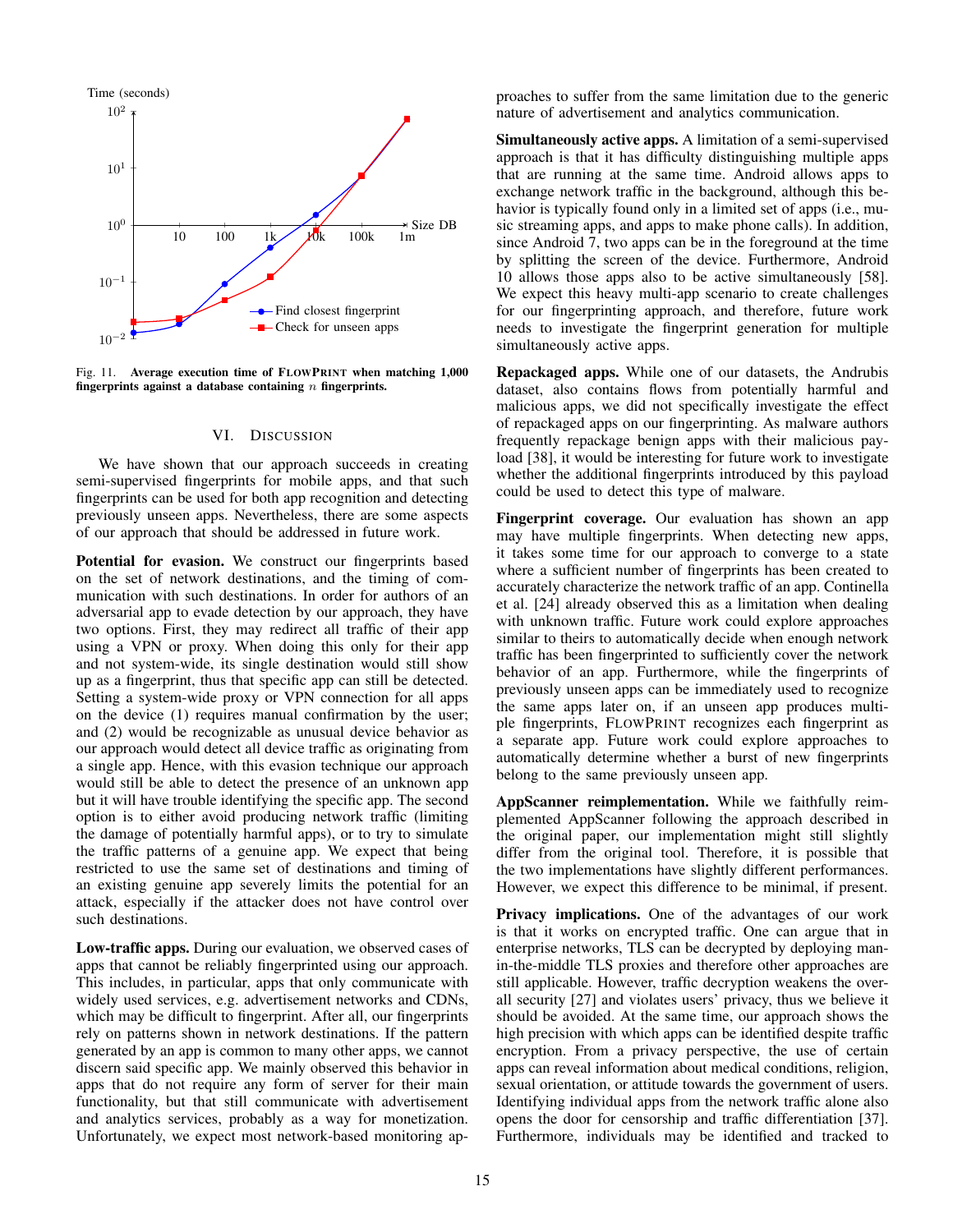Time (seconds)

$10^2$

$10^1$

$10^0$

$10^{-1}$

$10^{-2}$

10 100 1k 10k 100k 1m

Size DB

Find closest fingerprint

Check for unseen apps

Fig. 11. **Average execution time of FLOWPRINT when matching 1,000 fingerprints against a database containing $n$ fingerprints.**

## VI. DISCUSSION

We have shown that our approach succeeds in creating semi-supervised fingerprints for mobile apps, and that such fingerprints can be used for both app recognition and detecting previously unseen apps. Nevertheless, there are some aspects of our approach that should be addressed in future work.

**Potential for evasion.** We construct our fingerprints based on the set of network destinations, and the timing of communication with such destinations. In order for authors of an adversarial app to evade detection by our approach, they have two options. First, they may redirect all traffic of their app using a VPN or proxy. When doing this only for their app and not system-wide, its single destination would still show up as a fingerprint, thus that specific app can still be detected. Setting a system-wide proxy or VPN connection for all apps on the device (1) requires manual confirmation by the user; and (2) would be recognizable as unusual device behavior as our approach would detect all device traffic as originating from a single app. Hence, with this evasion technique our approach would still be able to detect the presence of an unknown app but it will have trouble identifying the specific app. The second option is to either avoid producing network traffic (limiting the damage of potentially harmful apps), or to try to simulate the traffic patterns of a genuine app. We expect that being restricted to use the same set of destinations and timing of an existing genuine app severely limits the potential for an attack, especially if the attacker does not have control over such destinations.

**Low-traffic apps.** During our evaluation, we observed cases of apps that cannot be reliably fingerprinted using our approach. This includes, in particular, apps that only communicate with widely used services, e.g. advertisement networks and CDNs, which may be difficult to fingerprint. After all, our fingerprints rely on patterns shown in network destinations. If the pattern generated by an app is common to many other apps, we cannot discern said specific app. We mainly observed this behavior in apps that do not require any form of server for their main functionality, but that still communicate with advertisement and analytics services, probably as a way for monetization. Unfortunately, we expect most network-based monitoring approaches to suffer from the same limitation due to the generic nature of advertisement and analytics communication.

**Simultaneously active apps.** A limitation of a semi-supervised approach is that it has difficulty distinguishing multiple apps that are running at the same time. Android allows apps to exchange network traffic in the background, although this behavior is typically found only in a limited set of apps (i.e., music streaming apps, and apps to make phone calls). In addition, since Android 7, two apps can be in the foreground at the time by splitting the screen of the device. Furthermore, Android 10 allows those apps also to be active simultaneously [58]. We expect this heavy multi-app scenario to create challenges for our fingerprinting approach, and therefore, future work needs to investigate the fingerprint generation for multiple simultaneously active apps.

**Repackaged apps.** While one of our datasets, the Andrubis dataset, also contains flows from potentially harmful and malicious apps, we did not specifically investigate the effect of repackaged apps on our fingerprinting. As malware authors frequently repackage benign apps with their malicious payload [38], it would be interesting for future work to investigate whether the additional fingerprints introduced by this payload could be used to detect this type of malware.

**Fingerprint coverage.** Our evaluation has shown an app may have multiple fingerprints. When detecting new apps, it takes some time for our approach to converge to a state where a sufficient number of fingerprints has been created to accurately characterize the network traffic of an app. Continella et al. [24] already observed this as a limitation when dealing with unknown traffic. Future work could explore approaches similar to theirs to automatically decide when enough network traffic has been fingerprinted to sufficiently cover the network behavior of an app. Furthermore, while the fingerprints of previously unseen apps can be immediately used to recognize the same apps later on, if an unseen app produces multiple fingerprints, FLOWPRINT recognizes each fingerprint as a separate app. Future work could explore approaches to automatically determine whether a burst of new fingerprints belong to the same previously unseen app.

**AppScanner reimplementation.** While we faithfully reimplemented AppScanner following the approach described in the original paper, our implementation might still slightly differ from the original tool. Therefore, it is possible that the two implementations have slightly different performances. However, we expect this difference to be minimal, if present.

**Privacy implications.** One of the advantages of our work is that it works on encrypted traffic. One can argue that in enterprise networks, TLS can be decrypted by deploying man-in-the-middle TLS proxies and therefore other approaches are still applicable. However, traffic decryption weakens the overall security [27] and violates users' privacy, thus we believe it should be avoided. At the same time, our approach shows the high precision with which apps can be identified despite traffic encryption. From a privacy perspective, the use of certain apps can reveal information about medical conditions, religion, sexual orientation, or attitude towards the government of users. Identifying individual apps from the network traffic alone also opens the door for censorship and traffic differentiation [37]. Furthermore, individuals may be identified and tracked to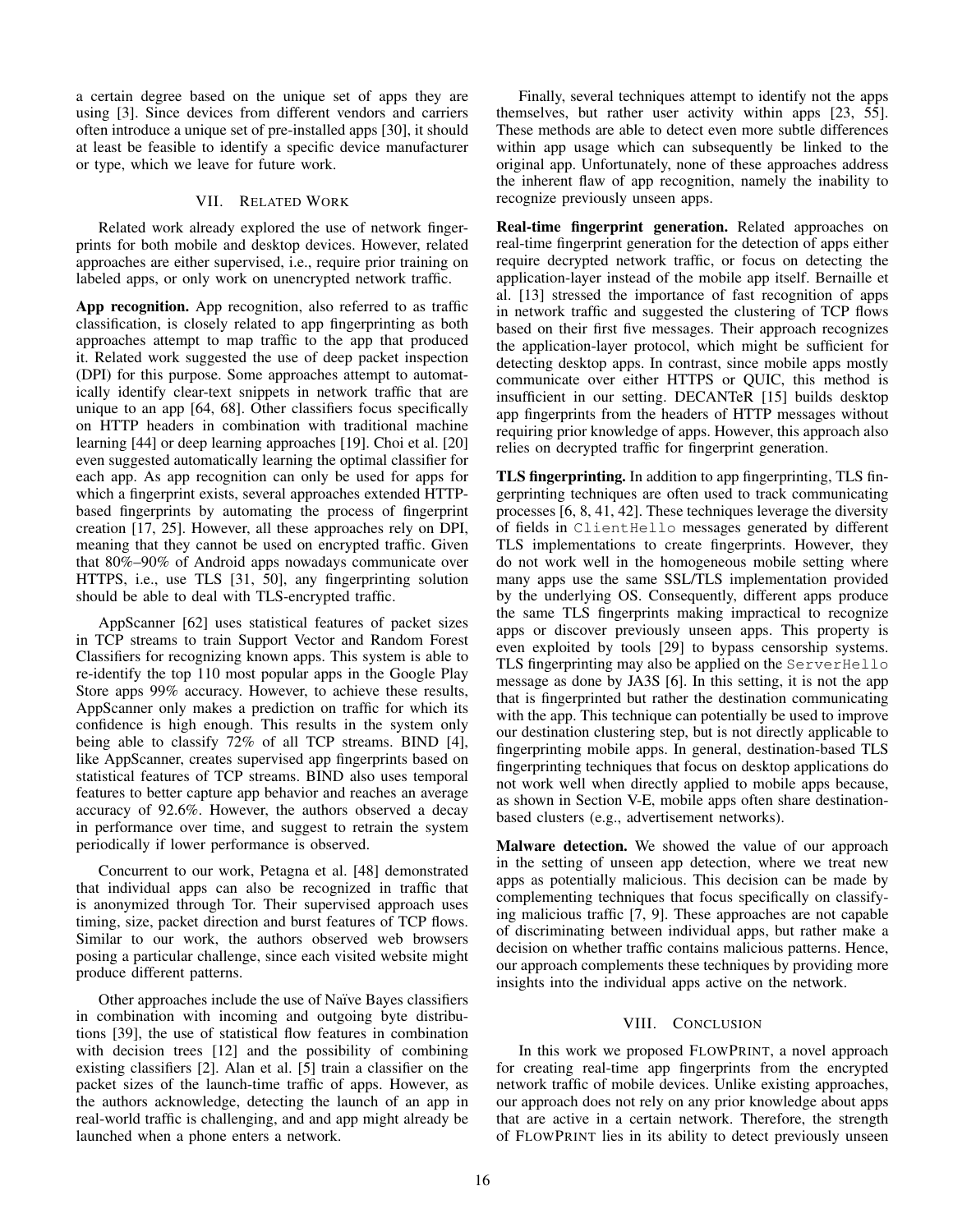a certain degree based on the unique set of apps they are using [3]. Since devices from different vendors and carriers often introduce a unique set of pre-installed apps [30], it should at least be feasible to identify a specific device manufacturer or type, which we leave for future work.

## VII. Related Work

Related work already explored the use of network fingerprints for both mobile and desktop devices. However, related approaches are either supervised, i.e., require prior training on labeled apps, or only work on unencrypted network traffic.

**App recognition.** App recognition, also referred to as traffic classification, is closely related to app fingerprinting as both approaches attempt to map traffic to the app that produced it. Related work suggested the use of deep packet inspection (DPI) for this purpose. Some approaches attempt to automatically identify clear-text snippets in network traffic that are unique to an app [64, 68]. Other classifiers focus specifically on HTTP headers in combination with traditional machine learning [44] or deep learning approaches [19]. Choi et al. [20] even suggested automatically learning the optimal classifier for each app. As app recognition can only be used for apps for which a fingerprint exists, several approaches extended HTTP-based fingerprints by automating the process of fingerprint creation [17, 25]. However, all these approaches rely on DPI, meaning that they cannot be used on encrypted traffic. Given that 80%–90% of Android apps nowadays communicate over HTTPS, i.e., use TLS [31, 50], any fingerprinting solution should be able to deal with TLS-encrypted traffic.

AppScanner [62] uses statistical features of packet sizes in TCP streams to train Support Vector and Random Forest Classifiers for recognizing known apps. This system is able to re-identify the top 110 most popular apps in the Google Play Store apps 99% accuracy. However, to achieve these results, AppScanner only makes a prediction on traffic for which its confidence is high enough. This results in the system only being able to classify 72% of all TCP streams. BIND [4], like AppScanner, creates supervised app fingerprints based on statistical features of TCP streams. BIND also uses temporal features to better capture app behavior and reaches an average accuracy of 92.6%. However, the authors observed a decay in performance over time, and suggest to retrain the system periodically if lower performance is observed.

Concurrent to our work, Petagna et al. [48] demonstrated that individual apps can also be recognized in traffic that is anonymized through Tor. Their supervised approach uses timing, size, packet direction and burst features of TCP flows. Similar to our work, the authors observed web browsers posing a particular challenge, since each visited website might produce different patterns.

Other approaches include the use of Naïve Bayes classifiers in combination with incoming and outgoing byte distributions [39], the use of statistical flow features in combination with decision trees [12] and the possibility of combining existing classifiers [2]. Alan et al. [5] train a classifier on the packet sizes of the launch-time traffic of apps. However, as the authors acknowledge, detecting the launch of an app in real-world traffic is challenging, and and app might already be launched when a phone enters a network.

Finally, several techniques attempt to identify not the apps themselves, but rather user activity within apps [23, 55]. These methods are able to detect even more subtle differences within app usage which can subsequently be linked to the original app. Unfortunately, none of these approaches address the inherent flaw of app recognition, namely the inability to recognize previously unseen apps.

**Real-time fingerprint generation.** Related approaches on real-time fingerprint generation for the detection of apps either require decrypted network traffic, or focus on detecting the application-layer instead of the mobile app itself. Bernaille et al. [13] stressed the importance of fast recognition of apps in network traffic and suggested the clustering of TCP flows based on their first five messages. Their approach recognizes the application-layer protocol, which might be sufficient for detecting desktop apps. In contrast, since mobile apps mostly communicate over either HTTPS or QUIC, this method is insufficient in our setting. DECANTeR [15] builds desktop app fingerprints from the headers of HTTP messages without requiring prior knowledge of apps. However, this approach also relies on decrypted traffic for fingerprint generation.

**TLS fingerprinting.** In addition to app fingerprinting, TLS fingerprinting techniques are often used to track communicating processes [6, 8, 41, 42]. These techniques leverage the diversity of fields in `ClientHello` messages generated by different TLS implementations to create fingerprints. However, they do not work well in the homogeneous mobile setting where many apps use the same SSL/TLS implementation provided by the underlying OS. Consequently, different apps produce the same TLS fingerprints making impractical to recognize apps or discover previously unseen apps. This property is even exploited by tools [29] to bypass censorship systems. TLS fingerprinting may also be applied on the `ServerHello` message as done by JA3S [6]. In this setting, it is not the app that is fingerprinted but rather the destination communicating with the app. This technique can potentially be used to improve our destination clustering step, but is not directly applicable to fingerprinting mobile apps. In general, destination-based TLS fingerprinting techniques that focus on desktop applications do not work well when directly applied to mobile apps because, as shown in Section V-E, mobile apps often share destination-based clusters (e.g., advertisement networks).

**Malware detection.** We showed the value of our approach in the setting of unseen app detection, where we treat new apps as potentially malicious. This decision can be made by complementing techniques that focus specifically on classifying malicious traffic [7, 9]. These approaches are not capable of discriminating between individual apps, but rather make a decision on whether traffic contains malicious patterns. Hence, our approach complements these techniques by providing more insights into the individual apps active on the network.

## VIII. Conclusion

In this work we proposed FlowPrint, a novel approach for creating real-time app fingerprints from the encrypted network traffic of mobile devices. Unlike existing approaches, our approach does not rely on any prior knowledge about apps that are active in a certain network. Therefore, the strength of FlowPrint lies in its ability to detect previously unseen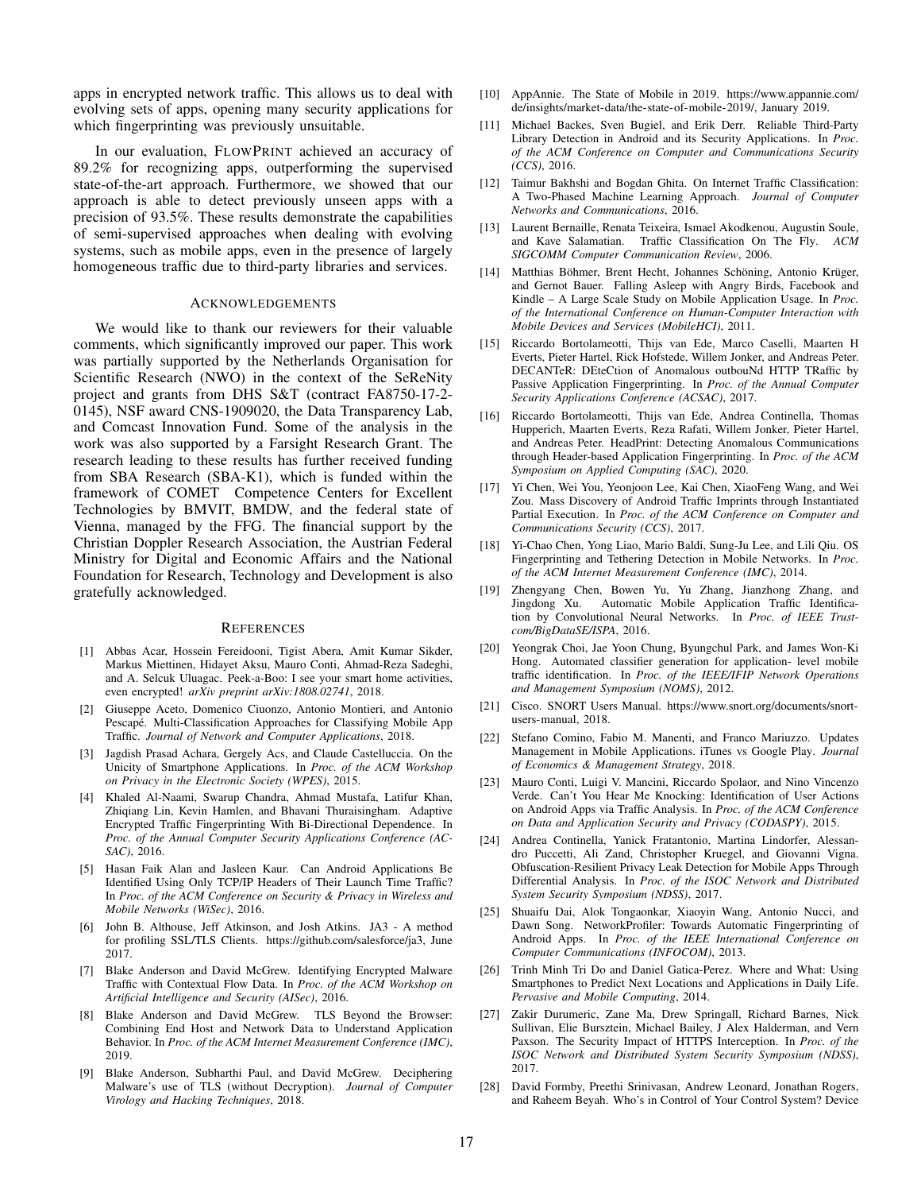apps in encrypted network traffic. This allows us to deal with evolving sets of apps, opening many security applications for which fingerprinting was previously unsuitable.

In our evaluation, FLOWPRINT achieved an accuracy of 89.2% for recognizing apps, outperforming the supervised state-of-the-art approach. Furthermore, we showed that our approach is able to detect previously unseen apps with a precision of 93.5%. These results demonstrate the capabilities of semi-supervised approaches when dealing with evolving systems, such as mobile apps, even in the presence of largely homogeneous traffic due to third-party libraries and services.

## ACKNOWLEDGEMENTS

We would like to thank our reviewers for their valuable comments, which significantly improved our paper. This work was partially supported by the Netherlands Organisation for Scientific Research (NWO) in the context of the SeReNity project and grants from DHS S&T (contract FA8750-17-2-0145), NSF award CNS-1909020, the Data Transparency Lab, and Comcast Innovation Fund. Some of the analysis in the work was also supported by a Farsight Research Grant. The research leading to these results has further received funding from SBA Research (SBA-K1), which is funded within the framework of COMET Competence Centers for Excellent Technologies by BMVIT, BMDW, and the federal state of Vienna, managed by the FFG. The financial support by the Christian Doppler Research Association, the Austrian Federal Ministry for Digital and Economic Affairs and the National Foundation for Research, Technology and Development is also gratefully acknowledged.

## REFERENCES

[1] Abbas Acar, Hossein Fereidooni, Tigist Abera, Amit Kumar Sikder, Markus Miettinen, Hidayet Aksu, Mauro Conti, Ahmad-Reza Sadeghi, and A. Selcuk Uluagac. Peek-a-Boo: I see your smart home activities, even encrypted! *arXiv preprint arXiv:1808.02741*, 2018.

[2] Giuseppe Aceto, Domenico Ciuonzo, Antonio Montieri, and Antonio Pescapé. Multi-Classification Approaches for Classifying Mobile App Traffic. *Journal of Network and Computer Applications*, 2018.

[3] Jagdish Prasad Achara, Gergely Acs, and Claude Castelluccia. On the Unicity of Smartphone Applications. In *Proc. of the ACM Workshop on Privacy in the Electronic Society (WPES)*, 2015.

[4] Khaled Al-Naami, Swarup Chandra, Ahmad Mustafa, Latifur Khan, Zhiqiang Lin, Kevin Hamlen, and Bhavani Thuraisingham. Adaptive Encrypted Traffic Fingerprinting With Bi-Directional Dependence. In *Proc. of the Annual Computer Security Applications Conference (ACSAC)*, 2016.

[5] Hasan Faik Alan and Jasleen Kaur. Can Android Applications Be Identified Using Only TCP/IP Headers of Their Launch Time Traffic? In *Proc. of the ACM Conference on Security & Privacy in Wireless and Mobile Networks (WiSec)*, 2016.

[6] John B. Althouse, Jeff Atkinson, and Josh Atkins. JA3 - A method for profiling SSL/TLS Clients. https://github.com/salesforce/ja3, June 2017.

[7] Blake Anderson and David McGrew. Identifying Encrypted Malware Traffic with Contextual Flow Data. In *Proc. of the ACM Workshop on Artificial Intelligence and Security (AISec)*, 2016.

[8] Blake Anderson and David McGrew. TLS Beyond the Browser: Combining End Host and Network Data to Understand Application Behavior. In *Proc. of the ACM Internet Measurement Conference (IMC)*, 2019.

[9] Blake Anderson, Subharthi Paul, and David McGrew. Deciphering Malware's use of TLS (without Decryption). *Journal of Computer Virology and Hacking Techniques*, 2018.

[10] AppAnnie. The State of Mobile in 2019. https://www.appannie.com/de/insights/market-data/the-state-of-mobile-2019/, January 2019.

[11] Michael Backes, Sven Bugiel, and Erik Derr. Reliable Third-Party Library Detection in Android and its Security Applications. In *Proc. of the ACM Conference on Computer and Communications Security (CCS)*, 2016.

[12] Taimur Bakhshi and Bogdan Ghita. On Internet Traffic Classification: A Two-Phased Machine Learning Approach. *Journal of Computer Networks and Communications*, 2016.

[13] Laurent Bernaille, Renata Teixeira, Ismael Akodkenou, Augustin Soule, and Kave Salamatian. Traffic Classification On The Fly. *ACM SIGCOMM Computer Communication Review*, 2006.

[14] Matthias Böhmer, Brent Hecht, Johannes Schöning, Antonio Krüger, and Gernot Bauer. Falling Asleep with Angry Birds, Facebook and Kindle – A Large Scale Study on Mobile Application Usage. In *Proc. of the International Conference on Human-Computer Interaction with Mobile Devices and Services (MobileHCI)*, 2011.

[15] Riccardo Bortolameotti, Thijs van Ede, Marco Caselli, Maarten H Everts, Pieter Hartel, Rick Hofstede, Willem Jonker, and Andreas Peter. DECANTeR: DEteCtion of Anomalous outbouNd HTTP TRaffic by Passive Application Fingerprinting. In *Proc. of the Annual Computer Security Applications Conference (ACSAC)*, 2017.

[16] Riccardo Bortolameotti, Thijs van Ede, Andrea Continella, Thomas Hupperich, Maarten Everts, Reza Rafati, Willem Jonker, Pieter Hartel, and Andreas Peter. HeadPrint: Detecting Anomalous Communications through Header-based Application Fingerprinting. In *Proc. of the ACM Symposium on Applied Computing (SAC)*, 2020.

[17] Yi Chen, Wei You, Yeonjoon Lee, Kai Chen, XiaoFeng Wang, and Wei Zou. Mass Discovery of Android Traffic Imprints through Instantiated Partial Execution. In *Proc. of the ACM Conference on Computer and Communications Security (CCS)*, 2017.

[18] Yi-Chao Chen, Yong Liao, Mario Baldi, Sung-Ju Lee, and Lili Qiu. OS Fingerprinting and Tethering Detection in Mobile Networks. In *Proc. of the ACM Internet Measurement Conference (IMC)*, 2014.

[19] Zhengyang Chen, Bowen Yu, Yu Zhang, Jianzhong Zhang, and Jingdong Xu. Automatic Mobile Application Traffic Identification by Convolutional Neural Networks. In *Proc. of IEEE Trustcom/BigDataSE/ISPA*, 2016.

[20] Yeongrak Choi, Jae Yoon Chung, Byungchul Park, and James Won-Ki Hong. Automated classifier generation for application- level mobile traffic identification. In *Proc. of the IEEE/IFIP Network Operations and Management Symposium (NOMS)*, 2012.

[21] Cisco. SNORT Users Manual. https://www.snort.org/documents/snort-users-manual, 2018.

[22] Stefano Comino, Fabio M. Manenti, and Franco Mariuzzo. Updates Management in Mobile Applications. iTunes vs Google Play. *Journal of Economics & Management Strategy*, 2018.

[23] Mauro Conti, Luigi V. Mancini, Riccardo Spolaor, and Nino Vincenzo Verde. Can't You Hear Me Knocking: Identification of User Actions on Android Apps via Traffic Analysis. In *Proc. of the ACM Conference on Data and Application Security and Privacy (CODASPY)*, 2015.

[24] Andrea Continella, Yanick Fratantonio, Martina Lindorfer, Alessandro Puccetti, Ali Zand, Christopher Kruegel, and Giovanni Vigna. Obfuscation-Resilient Privacy Leak Detection for Mobile Apps Through Differential Analysis. In *Proc. of the ISOC Network and Distributed System Security Symposium (NDSS)*, 2017.

[25] Shuaifu Dai, Alok Tongaonkar, Xiaoyin Wang, Antonio Nucci, and Dawn Song. NetworkProfiler: Towards Automatic Fingerprinting of Android Apps. In *Proc. of the IEEE International Conference on Computer Communications (INFOCOM)*, 2013.

[26] Trinh Minh Tri Do and Daniel Gatica-Perez. Where and What: Using Smartphones to Predict Next Locations and Applications in Daily Life. *Pervasive and Mobile Computing*, 2014.

[27] Zakir Durumeric, Zane Ma, Drew Springall, Richard Barnes, Nick Sullivan, Elie Bursztein, Michael Bailey, J Alex Halderman, and Vern Paxson. The Security Impact of HTTPS Interception. In *Proc. of the ISOC Network and Distributed System Security Symposium (NDSS)*, 2017.

[28] David Formby, Preethi Srinivasan, Andrew Leonard, Jonathan Rogers, and Raheem Beyah. Who's in Control of Your Control System? Device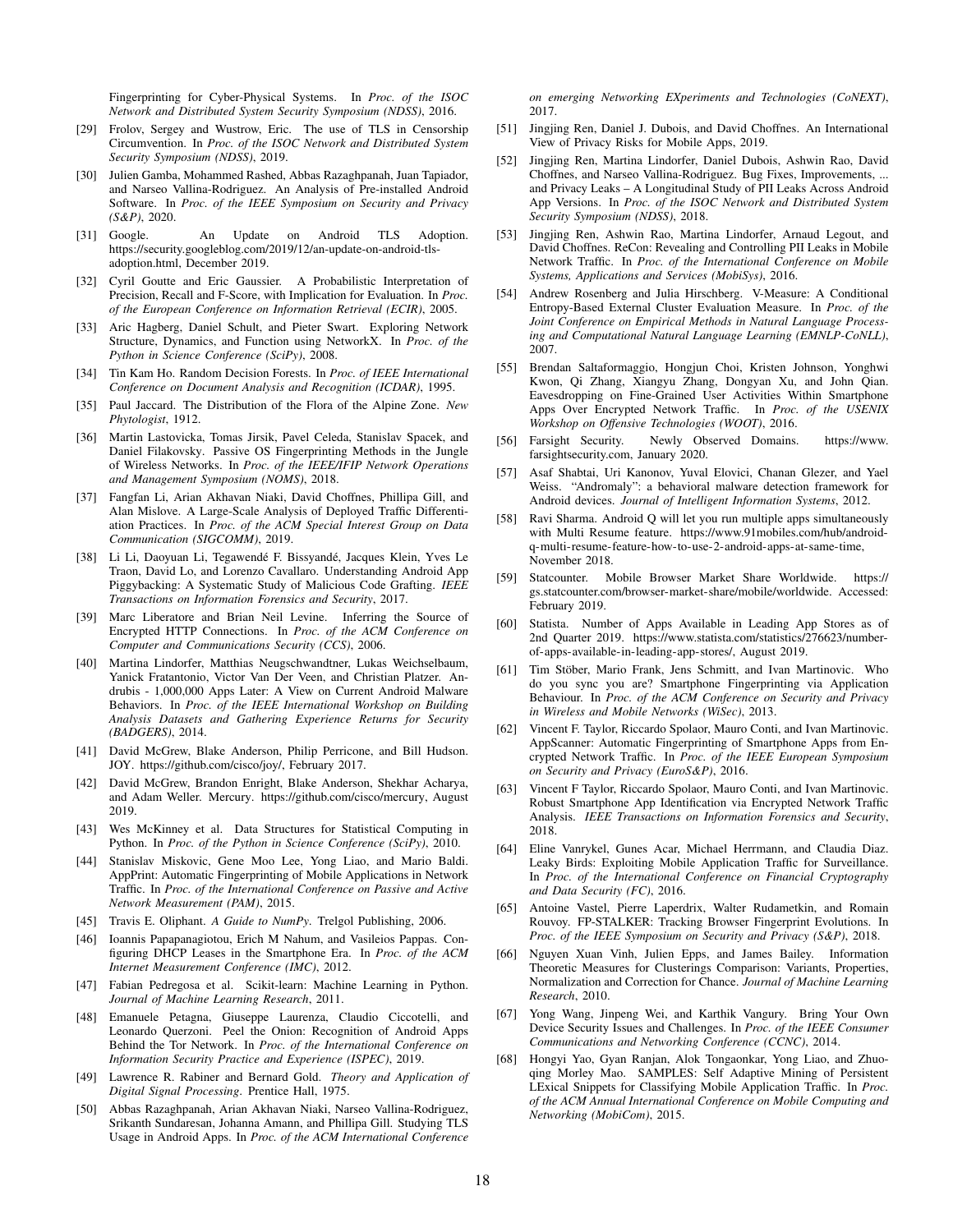Fingerprinting for Cyber-Physical Systems. In *Proc. of the ISOC Network and Distributed System Security Symposium (NDSS)*, 2016.

[29] Frolov, Sergey and Wustrow, Eric. The use of TLS in Censorship Circumvention. In *Proc. of the ISOC Network and Distributed System Security Symposium (NDSS)*, 2019.

[30] Julien Gamba, Mohammed Rashed, Abbas Razaghpanah, Juan Tapiador, and Narseo Vallina-Rodriguez. An Analysis of Pre-installed Android Software. In *Proc. of the IEEE Symposium on Security and Privacy (S&P)*, 2020.

[31] Google. An Update on Android TLS Adoption. https://security.googleblog.com/2019/12/an-update-on-android-tls-adoption.html, December 2019.

[32] Cyril Goutte and Eric Gaussier. A Probabilistic Interpretation of Precision, Recall and F-Score, with Implication for Evaluation. In *Proc. of the European Conference on Information Retrieval (ECIR)*, 2005.

[33] Aric Hagberg, Daniel Schult, and Pieter Swart. Exploring Network Structure, Dynamics, and Function using NetworkX. In *Proc. of the Python in Science Conference (SciPy)*, 2008.

[34] Tin Kam Ho. Random Decision Forests. In *Proc. of IEEE International Conference on Document Analysis and Recognition (ICDAR)*, 1995.

[35] Paul Jaccard. The Distribution of the Flora of the Alpine Zone. *New Phytologist*, 1912.

[36] Martin Lastovicka, Tomas Jirsik, Pavel Celeda, Stanislav Spacek, and Daniel Filakovsky. Passive OS Fingerprinting Methods in the Jungle of Wireless Networks. In *Proc. of the IEEE/IFIP Network Operations and Management Symposium (NOMS)*, 2018.

[37] Fangfan Li, Arian Akhavan Niaki, David Choffnes, Phillipa Gill, and Alan Mislove. A Large-Scale Analysis of Deployed Traffic Differentiation Practices. In *Proc. of the ACM Special Interest Group on Data Communication (SIGCOMM)*, 2019.

[38] Li Li, Daoyuan Li, Tegawendé F. Bissyandé, Jacques Klein, Yves Le Traon, David Lo, and Lorenzo Cavallaro. Understanding Android App Piggybacking: A Systematic Study of Malicious Code Grafting. *IEEE Transactions on Information Forensics and Security*, 2017.

[39] Marc Liberatore and Brian Neil Levine. Inferring the Source of Encrypted HTTP Connections. In *Proc. of the ACM Conference on Computer and Communications Security (CCS)*, 2006.

[40] Martina Lindorfer, Matthias Neugschwandtner, Lukas Weichselbaum, Yanick Fratantonio, Victor Van Der Veen, and Christian Platzer. Andrubis - 1,000,000 Apps Later: A View on Current Android Malware Behaviors. In *Proc. of the IEEE International Workshop on Building Analysis Datasets and Gathering Experience Returns for Security (BADGERS)*, 2014.

[41] David McGrew, Blake Anderson, Philip Perricone, and Bill Hudson. JOY. https://github.com/cisco/joy/, February 2017.

[42] David McGrew, Brandon Enright, Blake Anderson, Shekhar Acharya, and Adam Weller. Mercury. https://github.com/cisco/mercury, August 2019.

[43] Wes McKinney et al. Data Structures for Statistical Computing in Python. In *Proc. of the Python in Science Conference (SciPy)*, 2010.

[44] Stanislav Miskovic, Gene Moo Lee, Yong Liao, and Mario Baldi. AppPrint: Automatic Fingerprinting of Mobile Applications in Network Traffic. In *Proc. of the International Conference on Passive and Active Network Measurement (PAM)*, 2015.

[45] Travis E. Oliphant. *A Guide to NumPy*. Trelgol Publishing, 2006.

[46] Ioannis Papapanagiotou, Erich M Nahum, and Vasileios Pappas. Configuring DHCP Leases in the Smartphone Era. In *Proc. of the ACM Internet Measurement Conference (IMC)*, 2012.

[47] Fabian Pedregosa et al. Scikit-learn: Machine Learning in Python. *Journal of Machine Learning Research*, 2011.

[48] Emanuele Petagna, Giuseppe Laurenza, Claudio Ciccotelli, and Leonardo Querzoni. Peel the Onion: Recognition of Android Apps Behind the Tor Network. In *Proc. of the International Conference on Information Security Practice and Experience (ISPEC)*, 2019.

[49] Lawrence R. Rabiner and Bernard Gold. *Theory and Application of Digital Signal Processing*. Prentice Hall, 1975.

[50] Abbas Razaghpanah, Arian Akhavan Niaki, Narseo Vallina-Rodriguez, Srikanth Sundaresan, Johanna Amann, and Phillipa Gill. Studying TLS Usage in Android Apps. In *Proc. of the ACM International Conference on emerging Networking EXperiments and Technologies (CoNEXT)*, 2017.

[51] Jingjing Ren, Daniel J. Dubois, and David Choffnes. An International View of Privacy Risks for Mobile Apps, 2019.

[52] Jingjing Ren, Martina Lindorfer, Daniel Dubois, Ashwin Rao, David Choffnes, and Narseo Vallina-Rodriguez. Bug Fixes, Improvements, ... and Privacy Leaks – A Longitudinal Study of PII Leaks Across Android App Versions. In *Proc. of the ISOC Network and Distributed System Security Symposium (NDSS)*, 2018.

[53] Jingjing Ren, Ashwin Rao, Martina Lindorfer, Arnaud Legout, and David Choffnes. ReCon: Revealing and Controlling PII Leaks in Mobile Network Traffic. In *Proc. of the International Conference on Mobile Systems, Applications and Services (MobiSys)*, 2016.

[54] Andrew Rosenberg and Julia Hirschberg. V-Measure: A Conditional Entropy-Based External Cluster Evaluation Measure. In *Proc. of the Joint Conference on Empirical Methods in Natural Language Processing and Computational Natural Language Learning (EMNLP-CoNLL)*, 2007.

[55] Brendan Saltaformaggio, Hongjun Choi, Kristen Johnson, Yonghwi Kwon, Qi Zhang, Xiangyu Zhang, Dongyan Xu, and John Qian. Eavesdropping on Fine-Grained User Activities Within Smartphone Apps Over Encrypted Network Traffic. In *Proc. of the USENIX Workshop on Offensive Technologies (WOOT)*, 2016.

[56] Farsight Security. Newly Observed Domains. https://www.farsightsecurity.com, January 2020.

[57] Asaf Shabtai, Uri Kanonov, Yuval Elovici, Chanan Glezer, and Yael Weiss. "Andromaly": a behavioral malware detection framework for Android devices. *Journal of Intelligent Information Systems*, 2012.

[58] Ravi Sharma. Android Q will let you run multiple apps simultaneously with Multi Resume feature. https://www.91mobiles.com/hub/android-q-multi-resume-feature-how-to-use-2-android-apps-at-same-time, November 2018.

[59] Statcounter. Mobile Browser Market Share Worldwide. https://gs.statcounter.com/browser-market-share/mobile/worldwide. Accessed: February 2019.

[60] Statista. Number of Apps Available in Leading App Stores as of 2nd Quarter 2019. https://www.statista.com/statistics/276623/number-of-apps-available-in-leading-app-stores/, August 2019.

[61] Tim Stöber, Mario Frank, Jens Schmitt, and Ivan Martinovic. Who do you sync you are? Smartphone Fingerprinting via Application Behaviour. In *Proc. of the ACM Conference on Security and Privacy in Wireless and Mobile Networks (WiSec)*, 2013.

[62] Vincent F. Taylor, Riccardo Spolaor, Mauro Conti, and Ivan Martinovic. AppScanner: Automatic Fingerprinting of Smartphone Apps from Encrypted Network Traffic. In *Proc. of the IEEE European Symposium on Security and Privacy (EuroS&P)*, 2016.

[63] Vincent F Taylor, Riccardo Spolaor, Mauro Conti, and Ivan Martinovic. Robust Smartphone App Identification via Encrypted Network Traffic Analysis. *IEEE Transactions on Information Forensics and Security*, 2018.

[64] Eline Vanrykel, Gunes Acar, Michael Herrmann, and Claudia Diaz. Leaky Birds: Exploiting Mobile Application Traffic for Surveillance. In *Proc. of the International Conference on Financial Cryptography and Data Security (FC)*, 2016.

[65] Antoine Vastel, Pierre Laperdrix, Walter Rudametkin, and Romain Rouvoy. FP-STALKER: Tracking Browser Fingerprint Evolutions. In *Proc. of the IEEE Symposium on Security and Privacy (S&P)*, 2018.

[66] Nguyen Xuan Vinh, Julien Epps, and James Bailey. Information Theoretic Measures for Clusterings Comparison: Variants, Properties, Normalization and Correction for Chance. *Journal of Machine Learning Research*, 2010.

[67] Yong Wang, Jinpeng Wei, and Karthik Vangury. Bring Your Own Device Security Issues and Challenges. In *Proc. of the IEEE Consumer Communications and Networking Conference (CCNC)*, 2014.

[68] Hongyi Yao, Gyan Ranjan, Alok Tongaonkar, Yong Liao, and Zhuoqing Morley Mao. SAMPLES: Self Adaptive Mining of Persistent LExical Snippets for Classifying Mobile Application Traffic. In *Proc. of the ACM Annual International Conference on Mobile Computing and Networking (MobiCom)*, 2015.